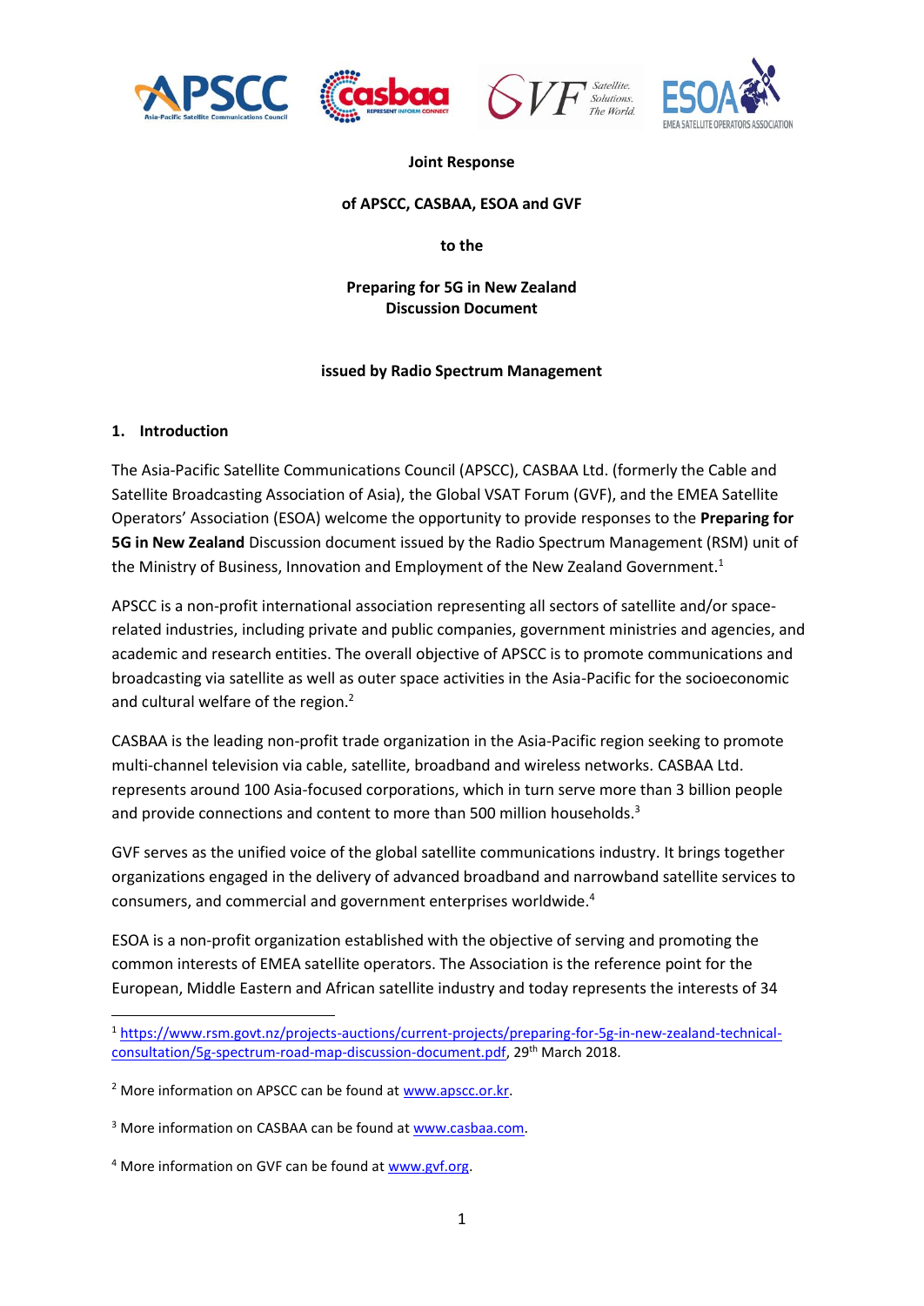**Joint Response**

**of APSCC, CASBAA, ESOA and GVF**

**to the**

**Preparing for 5G in New Zealand Discussion Document**

**issued by Radio Spectrum Management**

## 1. Introduction

The Asia-Pacific Satellite Communications Council (APSCC), CASBAA Ltd. (formerly the Cable and Satellite Broadcasting Association of Asia), the Global VSAT Forum (GVF), and the EMEA Satellite Operators' Association (ESOA) welcome the opportunity to provide responses to the **Preparing for 5G in New Zealand** Discussion document issued by the Radio Spectrum Management (RSM) unit of the Ministry of Business, Innovation and Employment of the New Zealand Government.[1]

APSCC is a non-profit international association representing all sectors of satellite and/or space-related industries, including private and public companies, government ministries and agencies, and academic and research entities. The overall objective of APSCC is to promote communications and broadcasting via satellite as well as outer space activities in the Asia-Pacific for the socioeconomic and cultural welfare of the region.[2]

CASBAA is the leading non-profit trade organization in the Asia-Pacific region seeking to promote multi-channel television via cable, satellite, broadband and wireless networks. CASBAA Ltd. represents around 100 Asia-focused corporations, which in turn serve more than 3 billion people and provide connections and content to more than 500 million households.[3]

GVF serves as the unified voice of the global satellite communications industry. It brings together organizations engaged in the delivery of advanced broadband and narrowband satellite services to consumers, and commercial and government enterprises worldwide.[4]

ESOA is a non-profit organization established with the objective of serving and promoting the common interests of EMEA satellite operators. The Association is the reference point for the European, Middle Eastern and African satellite industry and today represents the interests of 34

---

[1] https://www.rsm.govt.nz/projects-auctions/current-projects/preparing-for-5g-in-new-zealand-technical-consultation/5g-spectrum-road-map-discussion-document.pdf, 29th March 2018.

[2] More information on APSCC can be found at www.apscc.or.kr.

[3] More information on CASBAA can be found at www.casbaa.com.

[4] More information on GVF can be found at www.gvf.org.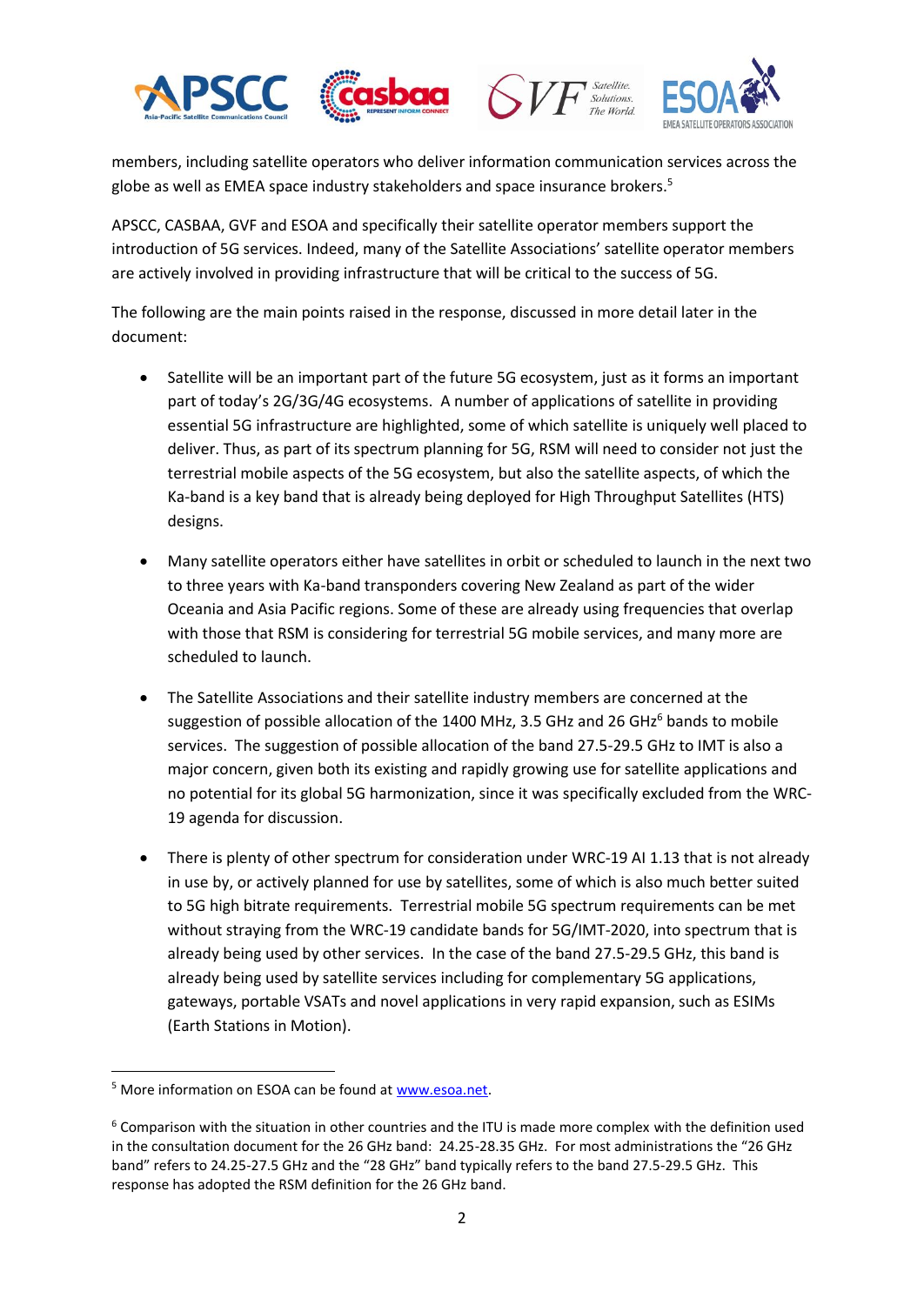members, including satellite operators who deliver information communication services across the globe as well as EMEA space industry stakeholders and space insurance brokers.[5]

APSCC, CASBAA, GVF and ESOA and specifically their satellite operator members support the introduction of 5G services. Indeed, many of the Satellite Associations' satellite operator members are actively involved in providing infrastructure that will be critical to the success of 5G.

The following are the main points raised in the response, discussed in more detail later in the document:

- Satellite will be an important part of the future 5G ecosystem, just as it forms an important part of today's 2G/3G/4G ecosystems. A number of applications of satellite in providing essential 5G infrastructure are highlighted, some of which satellite is uniquely well placed to deliver. Thus, as part of its spectrum planning for 5G, RSM will need to consider not just the terrestrial mobile aspects of the 5G ecosystem, but also the satellite aspects, of which the Ka-band is a key band that is already being deployed for High Throughput Satellites (HTS) designs.

- Many satellite operators either have satellites in orbit or scheduled to launch in the next two to three years with Ka-band transponders covering New Zealand as part of the wider Oceania and Asia Pacific regions. Some of these are already using frequencies that overlap with those that RSM is considering for terrestrial 5G mobile services, and many more are scheduled to launch.

- The Satellite Associations and their satellite industry members are concerned at the suggestion of possible allocation of the 1400 MHz, 3.5 GHz and 26 GHz[6] bands to mobile services. The suggestion of possible allocation of the band 27.5-29.5 GHz to IMT is also a major concern, given both its existing and rapidly growing use for satellite applications and no potential for its global 5G harmonization, since it was specifically excluded from the WRC-19 agenda for discussion.

- There is plenty of other spectrum for consideration under WRC-19 AI 1.13 that is not already in use by, or actively planned for use by satellites, some of which is also much better suited to 5G high bitrate requirements. Terrestrial mobile 5G spectrum requirements can be met without straying from the WRC-19 candidate bands for 5G/IMT-2020, into spectrum that is already being used by other services. In the case of the band 27.5-29.5 GHz, this band is already being used by satellite services including for complementary 5G applications, gateways, portable VSATs and novel applications in very rapid expansion, such as ESIMs (Earth Stations in Motion).

[5] More information on ESOA can be found at www.esoa.net.

[6] Comparison with the situation in other countries and the ITU is made more complex with the definition used in the consultation document for the 26 GHz band: 24.25-28.35 GHz. For most administrations the "26 GHz band" refers to 24.25-27.5 GHz and the "28 GHz" band typically refers to the band 27.5-29.5 GHz. This response has adopted the RSM definition for the 26 GHz band.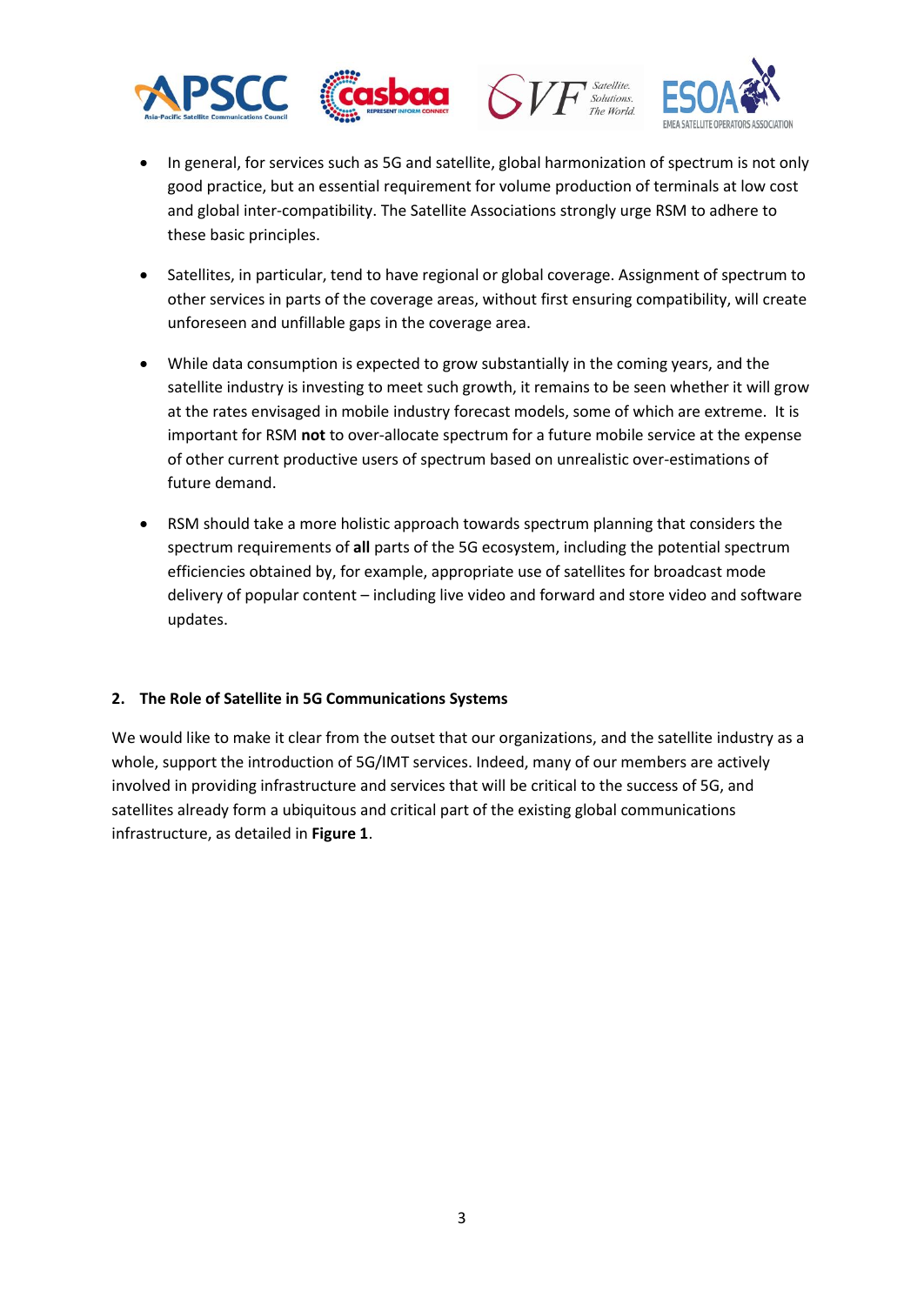- In general, for services such as 5G and satellite, global harmonization of spectrum is not only good practice, but an essential requirement for volume production of terminals at low cost and global inter-compatibility. The Satellite Associations strongly urge RSM to adhere to these basic principles.

- Satellites, in particular, tend to have regional or global coverage. Assignment of spectrum to other services in parts of the coverage areas, without first ensuring compatibility, will create unforeseen and unfillable gaps in the coverage area.

- While data consumption is expected to grow substantially in the coming years, and the satellite industry is investing to meet such growth, it remains to be seen whether it will grow at the rates envisaged in mobile industry forecast models, some of which are extreme. It is important for RSM **not** to over-allocate spectrum for a future mobile service at the expense of other current productive users of spectrum based on unrealistic over-estimations of future demand.

- RSM should take a more holistic approach towards spectrum planning that considers the spectrum requirements of **all** parts of the 5G ecosystem, including the potential spectrum efficiencies obtained by, for example, appropriate use of satellites for broadcast mode delivery of popular content – including live video and forward and store video and software updates.

## 2. The Role of Satellite in 5G Communications Systems

We would like to make it clear from the outset that our organizations, and the satellite industry as a whole, support the introduction of 5G/IMT services. Indeed, many of our members are actively involved in providing infrastructure and services that will be critical to the success of 5G, and satellites already form a ubiquitous and critical part of the existing global communications infrastructure, as detailed in **Figure 1**.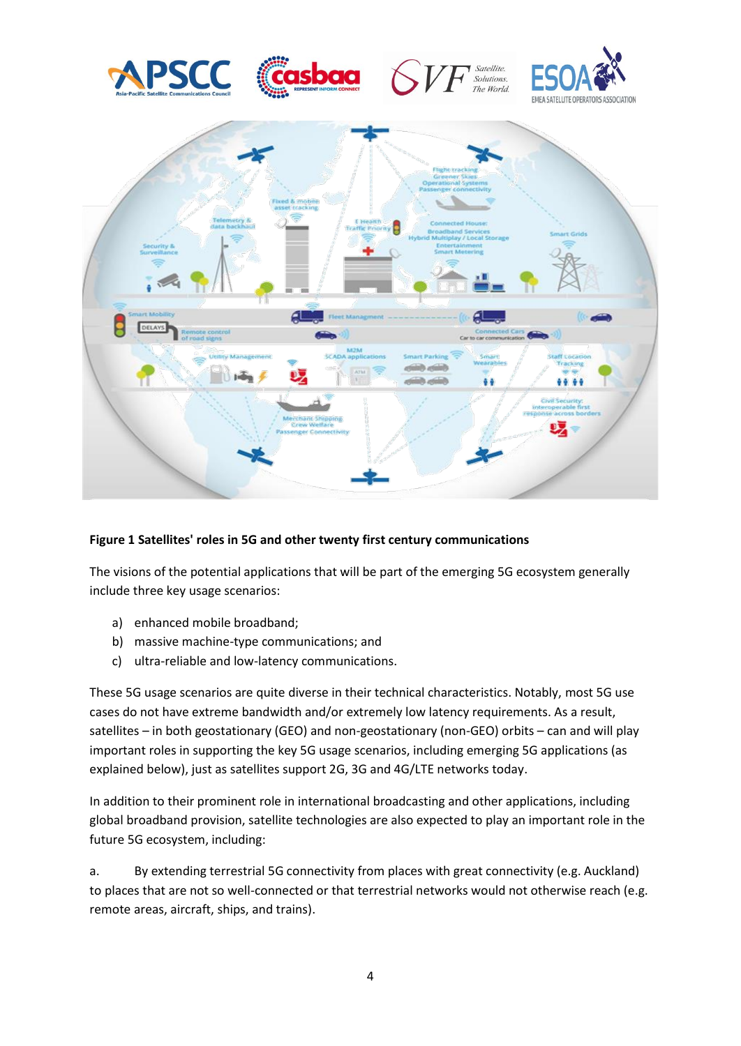**Figure 1 Satellites' roles in 5G and other twenty first century communications**

The visions of the potential applications that will be part of the emerging 5G ecosystem generally include three key usage scenarios:

a) enhanced mobile broadband;
b) massive machine-type communications; and
c) ultra-reliable and low-latency communications.

These 5G usage scenarios are quite diverse in their technical characteristics. Notably, most 5G use cases do not have extreme bandwidth and/or extremely low latency requirements. As a result, satellites – in both geostationary (GEO) and non-geostationary (non-GEO) orbits – can and will play important roles in supporting the key 5G usage scenarios, including emerging 5G applications (as explained below), just as satellites support 2G, 3G and 4G/LTE networks today.

In addition to their prominent role in international broadcasting and other applications, including global broadband provision, satellite technologies are also expected to play an important role in the future 5G ecosystem, including:

a. By extending terrestrial 5G connectivity from places with great connectivity (e.g. Auckland) to places that are not so well-connected or that terrestrial networks would not otherwise reach (e.g. remote areas, aircraft, ships, and trains).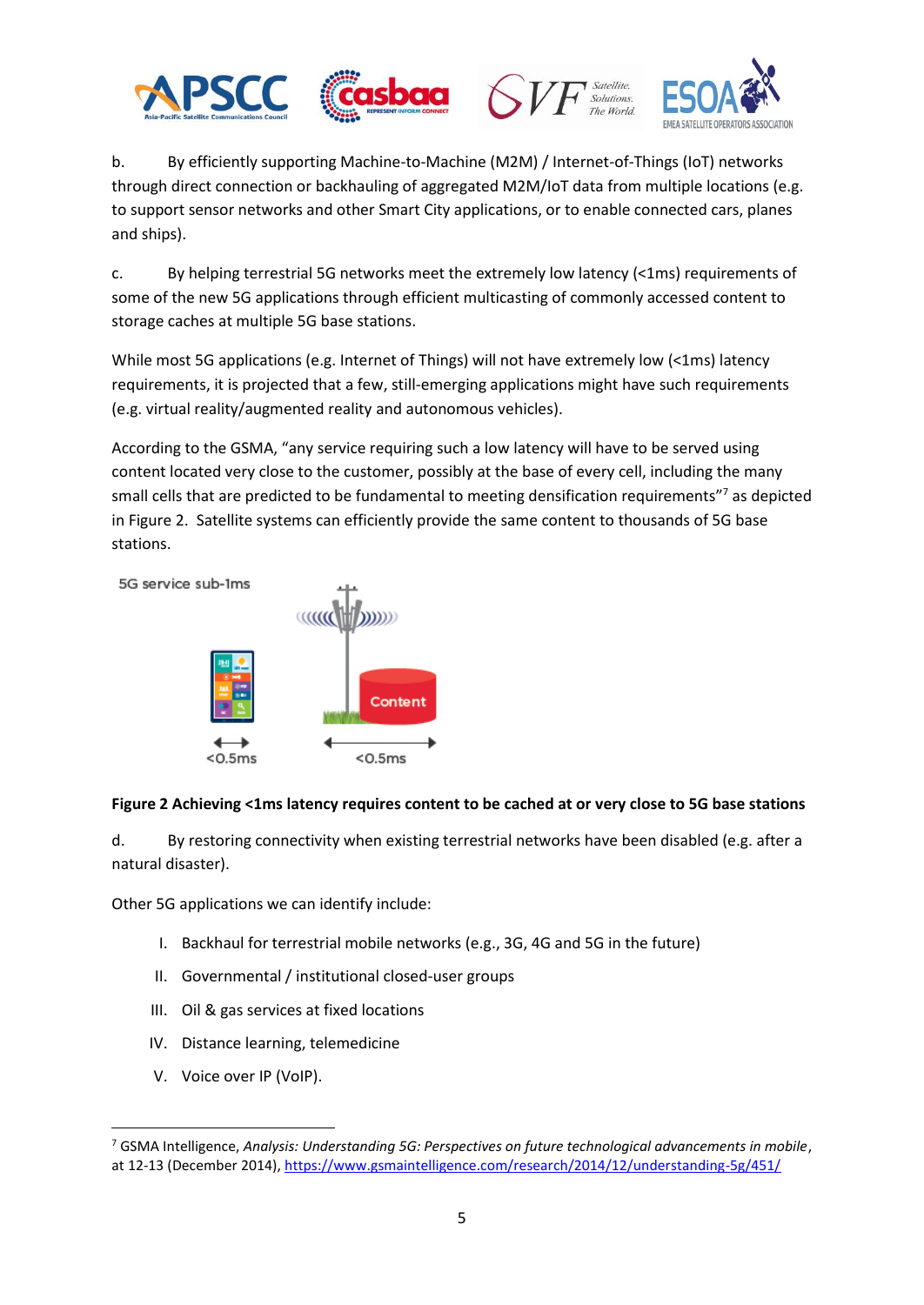b. By efficiently supporting Machine-to-Machine (M2M) / Internet-of-Things (IoT) networks through direct connection or backhauling of aggregated M2M/IoT data from multiple locations (e.g. to support sensor networks and other Smart City applications, or to enable connected cars, planes and ships).

c. By helping terrestrial 5G networks meet the extremely low latency (<1ms) requirements of some of the new 5G applications through efficient multicasting of commonly accessed content to storage caches at multiple 5G base stations.

While most 5G applications (e.g. Internet of Things) will not have extremely low (<1ms) latency requirements, it is projected that a few, still-emerging applications might have such requirements (e.g. virtual reality/augmented reality and autonomous vehicles).

According to the GSMA, "any service requiring such a low latency will have to be served using content located very close to the customer, possibly at the base of every cell, including the many small cells that are predicted to be fundamental to meeting densification requirements"[7] as depicted in Figure 2. Satellite systems can efficiently provide the same content to thousands of 5G base stations.

5G service sub-1ms

Content

<0.5ms <0.5ms

**Figure 2 Achieving <1ms latency requires content to be cached at or very close to 5G base stations**

d. By restoring connectivity when existing terrestrial networks have been disabled (e.g. after a natural disaster).

Other 5G applications we can identify include:

I. Backhaul for terrestrial mobile networks (e.g., 3G, 4G and 5G in the future)
II. Governmental / institutional closed-user groups
III. Oil & gas services at fixed locations
IV. Distance learning, telemedicine
V. Voice over IP (VoIP).

---

[7] GSMA Intelligence, *Analysis: Understanding 5G: Perspectives on future technological advancements in mobile*, at 12-13 (December 2014), https://www.gsmaintelligence.com/research/2014/12/understanding-5g/451/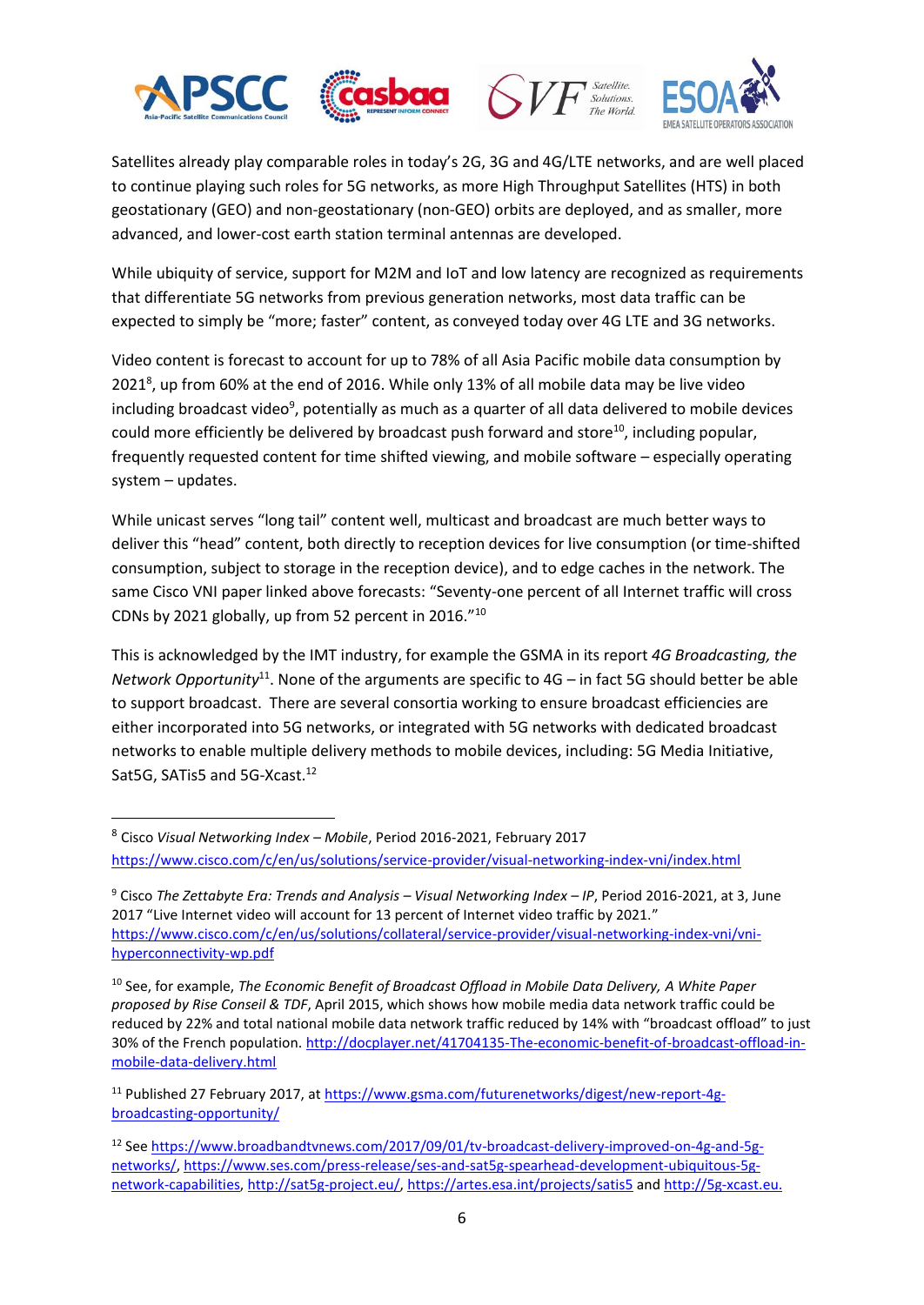Satellites already play comparable roles in today's 2G, 3G and 4G/LTE networks, and are well placed to continue playing such roles for 5G networks, as more High Throughput Satellites (HTS) in both geostationary (GEO) and non-geostationary (non-GEO) orbits are deployed, and as smaller, more advanced, and lower-cost earth station terminal antennas are developed.

While ubiquity of service, support for M2M and IoT and low latency are recognized as requirements that differentiate 5G networks from previous generation networks, most data traffic can be expected to simply be "more; faster" content, as conveyed today over 4G LTE and 3G networks.

Video content is forecast to account for up to 78% of all Asia Pacific mobile data consumption by 2021[8], up from 60% at the end of 2016. While only 13% of all mobile data may be live video including broadcast video[9], potentially as much as a quarter of all data delivered to mobile devices could more efficiently be delivered by broadcast push forward and store[10], including popular, frequently requested content for time shifted viewing, and mobile software – especially operating system – updates.

While unicast serves "long tail" content well, multicast and broadcast are much better ways to deliver this "head" content, both directly to reception devices for live consumption (or time-shifted consumption, subject to storage in the reception device), and to edge caches in the network. The same Cisco VNI paper linked above forecasts: "Seventy-one percent of all Internet traffic will cross CDNs by 2021 globally, up from 52 percent in 2016."[10]

This is acknowledged by the IMT industry, for example the GSMA in its report *4G Broadcasting, the Network Opportunity*[11]. None of the arguments are specific to 4G – in fact 5G should better be able to support broadcast. There are several consortia working to ensure broadcast efficiencies are either incorporated into 5G networks, or integrated with 5G networks with dedicated broadcast networks to enable multiple delivery methods to mobile devices, including: 5G Media Initiative, Sat5G, SATis5 and 5G-Xcast.[12]

---

[8] Cisco *Visual Networking Index – Mobile*, Period 2016-2021, February 2017 https://www.cisco.com/c/en/us/solutions/service-provider/visual-networking-index-vni/index.html

[9] Cisco *The Zettabyte Era: Trends and Analysis – Visual Networking Index – IP*, Period 2016-2021, at 3, June 2017 "Live Internet video will account for 13 percent of Internet video traffic by 2021." https://www.cisco.com/c/en/us/solutions/collateral/service-provider/visual-networking-index-vni/vni-hyperconnectivity-wp.pdf

[10] See, for example, *The Economic Benefit of Broadcast Offload in Mobile Data Delivery, A White Paper proposed by Rise Conseil & TDF*, April 2015, which shows how mobile media data network traffic could be reduced by 22% and total national mobile data network traffic reduced by 14% with "broadcast offload" to just 30% of the French population. http://docplayer.net/41704135-The-economic-benefit-of-broadcast-offload-in-mobile-data-delivery.html

[11] Published 27 February 2017, at https://www.gsma.com/futurenetworks/digest/new-report-4g-broadcasting-opportunity/

[12] See https://www.broadbandtvnews.com/2017/09/01/tv-broadcast-delivery-improved-on-4g-and-5g-networks/, https://www.ses.com/press-release/ses-and-sat5g-spearhead-development-ubiquitous-5g-network-capabilities, http://sat5g-project.eu/, https://artes.esa.int/projects/satis5 and http://5g-xcast.eu.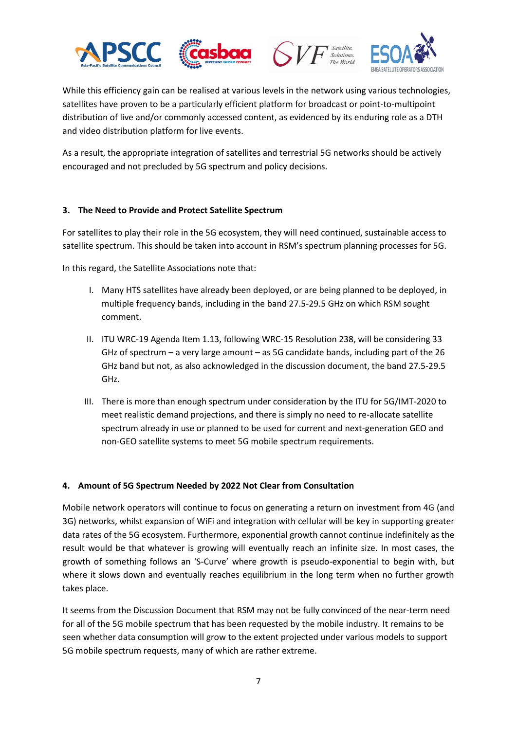While this efficiency gain can be realised at various levels in the network using various technologies, satellites have proven to be a particularly efficient platform for broadcast or point-to-multipoint distribution of live and/or commonly accessed content, as evidenced by its enduring role as a DTH and video distribution platform for live events.

As a result, the appropriate integration of satellites and terrestrial 5G networks should be actively encouraged and not precluded by 5G spectrum and policy decisions.

### 3. The Need to Provide and Protect Satellite Spectrum

For satellites to play their role in the 5G ecosystem, they will need continued, sustainable access to satellite spectrum. This should be taken into account in RSM's spectrum planning processes for 5G.

In this regard, the Satellite Associations note that:

I. Many HTS satellites have already been deployed, or are being planned to be deployed, in multiple frequency bands, including in the band 27.5-29.5 GHz on which RSM sought comment.

II. ITU WRC-19 Agenda Item 1.13, following WRC-15 Resolution 238, will be considering 33 GHz of spectrum – a very large amount – as 5G candidate bands, including part of the 26 GHz band but not, as also acknowledged in the discussion document, the band 27.5-29.5 GHz.

III. There is more than enough spectrum under consideration by the ITU for 5G/IMT-2020 to meet realistic demand projections, and there is simply no need to re-allocate satellite spectrum already in use or planned to be used for current and next-generation GEO and non-GEO satellite systems to meet 5G mobile spectrum requirements.

### 4. Amount of 5G Spectrum Needed by 2022 Not Clear from Consultation

Mobile network operators will continue to focus on generating a return on investment from 4G (and 3G) networks, whilst expansion of WiFi and integration with cellular will be key in supporting greater data rates of the 5G ecosystem. Furthermore, exponential growth cannot continue indefinitely as the result would be that whatever is growing will eventually reach an infinite size. In most cases, the growth of something follows an 'S-Curve' where growth is pseudo-exponential to begin with, but where it slows down and eventually reaches equilibrium in the long term when no further growth takes place.

It seems from the Discussion Document that RSM may not be fully convinced of the near-term need for all of the 5G mobile spectrum that has been requested by the mobile industry. It remains to be seen whether data consumption will grow to the extent projected under various models to support 5G mobile spectrum requests, many of which are rather extreme.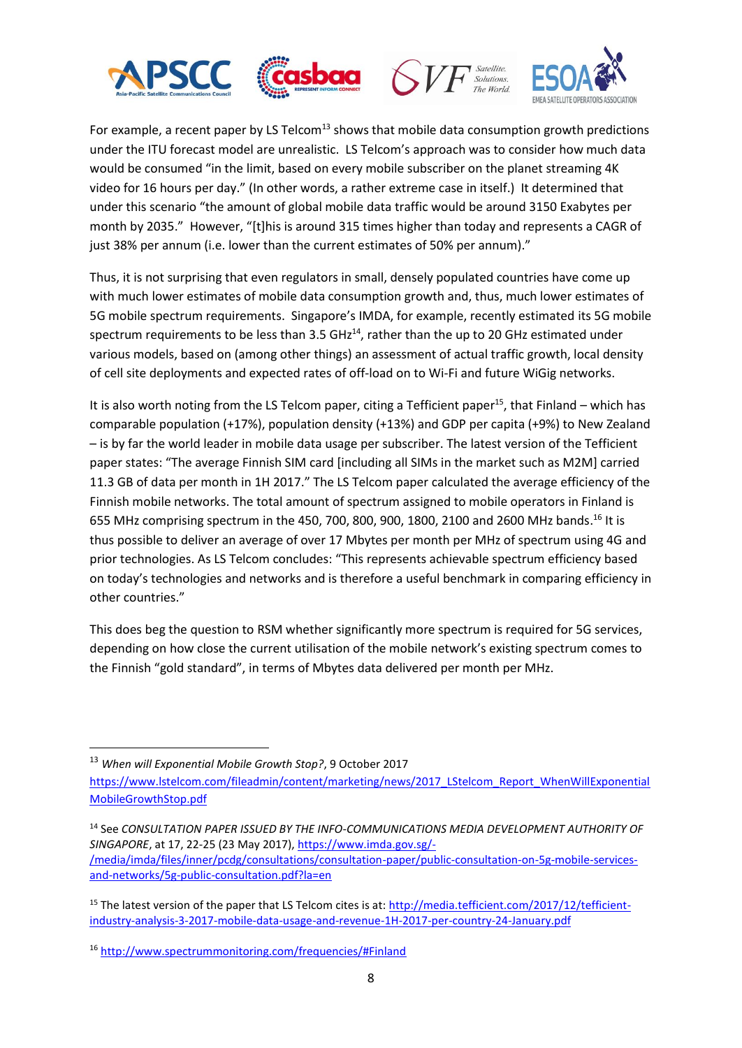For example, a recent paper by LS Telcom[13] shows that mobile data consumption growth predictions under the ITU forecast model are unrealistic. LS Telcom's approach was to consider how much data would be consumed "in the limit, based on every mobile subscriber on the planet streaming 4K video for 16 hours per day." (In other words, a rather extreme case in itself.) It determined that under this scenario "the amount of global mobile data traffic would be around 3150 Exabytes per month by 2035." However, "[t]his is around 315 times higher than today and represents a CAGR of just 38% per annum (i.e. lower than the current estimates of 50% per annum)."

Thus, it is not surprising that even regulators in small, densely populated countries have come up with much lower estimates of mobile data consumption growth and, thus, much lower estimates of 5G mobile spectrum requirements. Singapore's IMDA, for example, recently estimated its 5G mobile spectrum requirements to be less than 3.5 GHz[14], rather than the up to 20 GHz estimated under various models, based on (among other things) an assessment of actual traffic growth, local density of cell site deployments and expected rates of off-load on to Wi-Fi and future WiGig networks.

It is also worth noting from the LS Telcom paper, citing a Tefficient paper[15], that Finland – which has comparable population (+17%), population density (+13%) and GDP per capita (+9%) to New Zealand – is by far the world leader in mobile data usage per subscriber. The latest version of the Tefficient paper states: "The average Finnish SIM card [including all SIMs in the market such as M2M] carried 11.3 GB of data per month in 1H 2017." The LS Telcom paper calculated the average efficiency of the Finnish mobile networks. The total amount of spectrum assigned to mobile operators in Finland is 655 MHz comprising spectrum in the 450, 700, 800, 900, 1800, 2100 and 2600 MHz bands.[16] It is thus possible to deliver an average of over 17 Mbytes per month per MHz of spectrum using 4G and prior technologies. As LS Telcom concludes: "This represents achievable spectrum efficiency based on today's technologies and networks and is therefore a useful benchmark in comparing efficiency in other countries."

This does beg the question to RSM whether significantly more spectrum is required for 5G services, depending on how close the current utilisation of the mobile network's existing spectrum comes to the Finnish "gold standard", in terms of Mbytes data delivered per month per MHz.

---

[13] *When will Exponential Mobile Growth Stop?*, 9 October 2017 https://www.lstelcom.com/fileadmin/content/marketing/news/2017_LStelcom_Report_WhenWillExponentialMobileGrowthStop.pdf

[14] See *CONSULTATION PAPER ISSUED BY THE INFO-COMMUNICATIONS MEDIA DEVELOPMENT AUTHORITY OF SINGAPORE*, at 17, 22-25 (23 May 2017), https://www.imda.gov.sg/-/media/imda/files/inner/pcdg/consultations/consultation-paper/public-consultation-on-5g-mobile-services-and-networks/5g-public-consultation.pdf?la=en

[15] The latest version of the paper that LS Telcom cites is at: http://media.tefficient.com/2017/12/tefficient-industry-analysis-3-2017-mobile-data-usage-and-revenue-1H-2017-per-country-24-January.pdf

[16] http://www.spectrummonitoring.com/frequencies/#Finland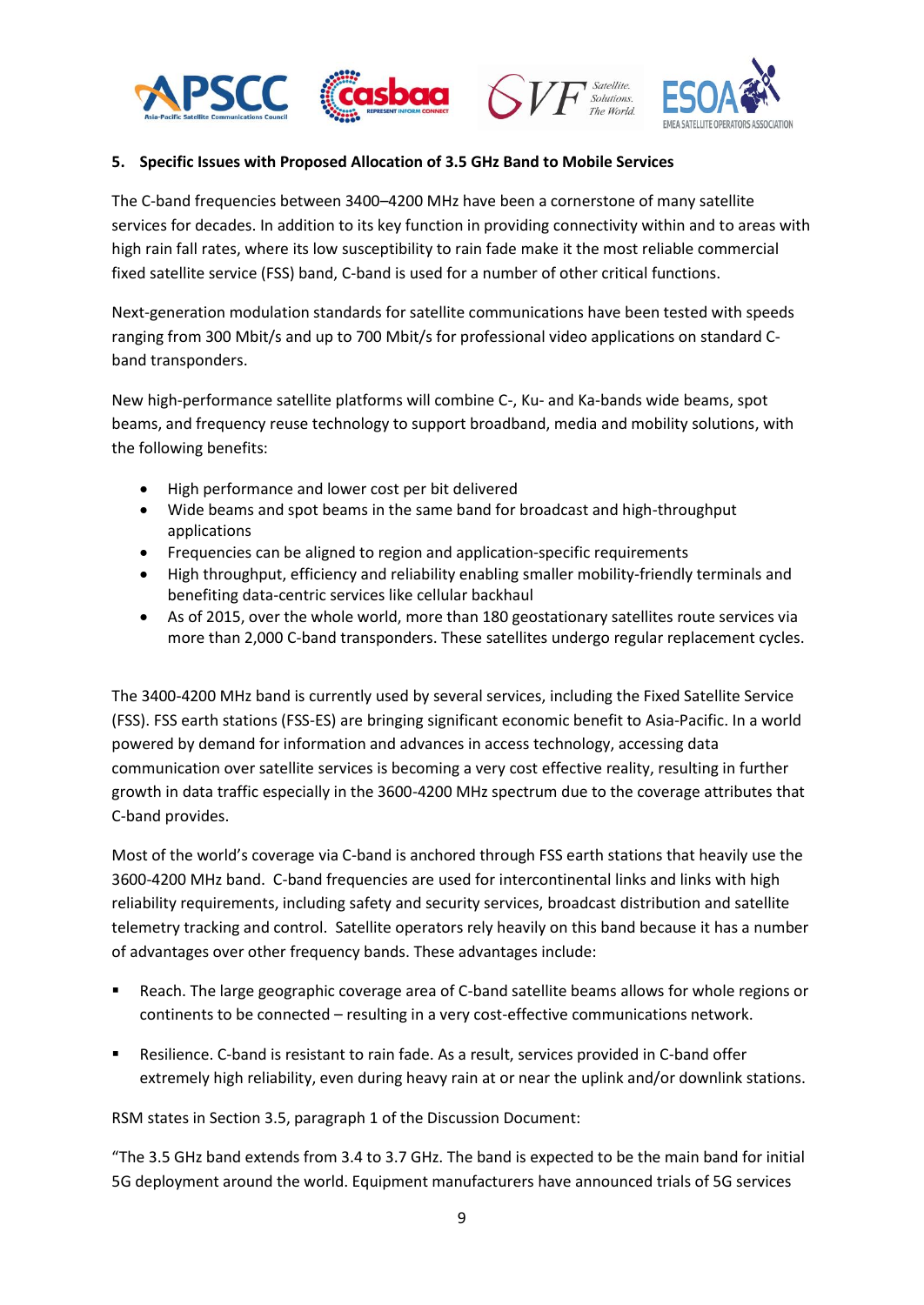### 5. Specific Issues with Proposed Allocation of 3.5 GHz Band to Mobile Services

The C-band frequencies between 3400–4200 MHz have been a cornerstone of many satellite services for decades. In addition to its key function in providing connectivity within and to areas with high rain fall rates, where its low susceptibility to rain fade make it the most reliable commercial fixed satellite service (FSS) band, C-band is used for a number of other critical functions.

Next-generation modulation standards for satellite communications have been tested with speeds ranging from 300 Mbit/s and up to 700 Mbit/s for professional video applications on standard C-band transponders.

New high-performance satellite platforms will combine C-, Ku- and Ka-bands wide beams, spot beams, and frequency reuse technology to support broadband, media and mobility solutions, with the following benefits:

- High performance and lower cost per bit delivered
- Wide beams and spot beams in the same band for broadcast and high-throughput applications
- Frequencies can be aligned to region and application-specific requirements
- High throughput, efficiency and reliability enabling smaller mobility-friendly terminals and benefiting data-centric services like cellular backhaul
- As of 2015, over the whole world, more than 180 geostationary satellites route services via more than 2,000 C-band transponders. These satellites undergo regular replacement cycles.

The 3400-4200 MHz band is currently used by several services, including the Fixed Satellite Service (FSS). FSS earth stations (FSS-ES) are bringing significant economic benefit to Asia-Pacific. In a world powered by demand for information and advances in access technology, accessing data communication over satellite services is becoming a very cost effective reality, resulting in further growth in data traffic especially in the 3600-4200 MHz spectrum due to the coverage attributes that C-band provides.

Most of the world's coverage via C-band is anchored through FSS earth stations that heavily use the 3600-4200 MHz band. C-band frequencies are used for intercontinental links and links with high reliability requirements, including safety and security services, broadcast distribution and satellite telemetry tracking and control. Satellite operators rely heavily on this band because it has a number of advantages over other frequency bands. These advantages include:

- Reach. The large geographic coverage area of C-band satellite beams allows for whole regions or continents to be connected – resulting in a very cost-effective communications network.
- Resilience. C-band is resistant to rain fade. As a result, services provided in C-band offer extremely high reliability, even during heavy rain at or near the uplink and/or downlink stations.

RSM states in Section 3.5, paragraph 1 of the Discussion Document:

"The 3.5 GHz band extends from 3.4 to 3.7 GHz. The band is expected to be the main band for initial 5G deployment around the world. Equipment manufacturers have announced trials of 5G services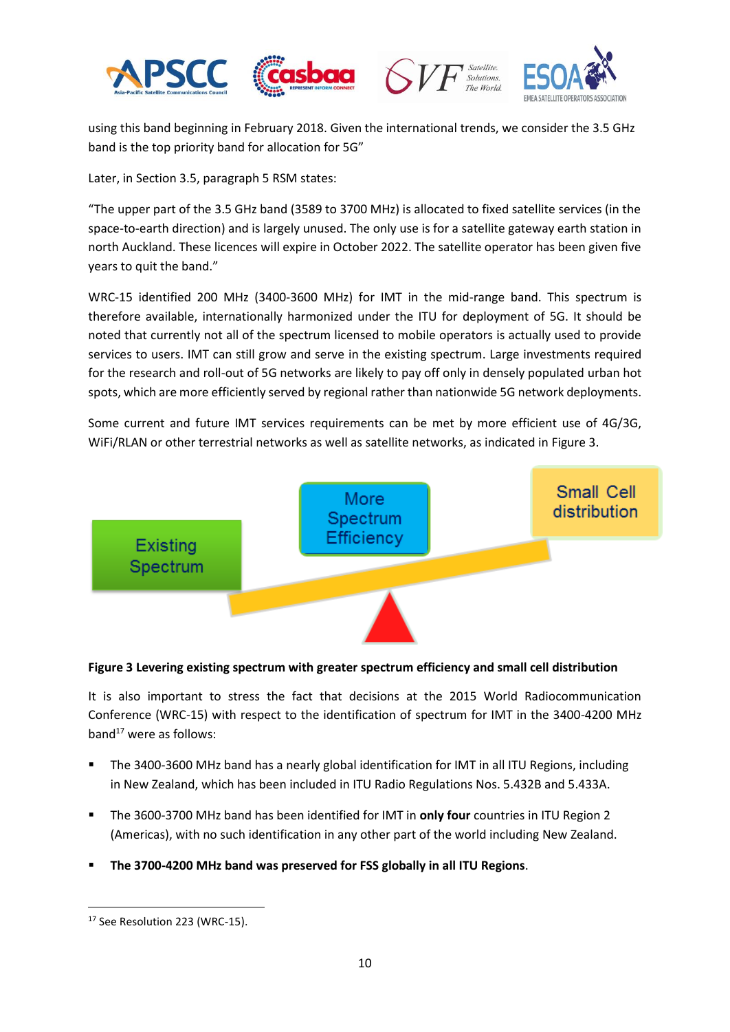using this band beginning in February 2018. Given the international trends, we consider the 3.5 GHz band is the top priority band for allocation for 5G"

Later, in Section 3.5, paragraph 5 RSM states:

"The upper part of the 3.5 GHz band (3589 to 3700 MHz) is allocated to fixed satellite services (in the space-to-earth direction) and is largely unused. The only use is for a satellite gateway earth station in north Auckland. These licences will expire in October 2022. The satellite operator has been given five years to quit the band."

WRC-15 identified 200 MHz (3400-3600 MHz) for IMT in the mid-range band. This spectrum is therefore available, internationally harmonized under the ITU for deployment of 5G. It should be noted that currently not all of the spectrum licensed to mobile operators is actually used to provide services to users. IMT can still grow and serve in the existing spectrum. Large investments required for the research and roll-out of 5G networks are likely to pay off only in densely populated urban hot spots, which are more efficiently served by regional rather than nationwide 5G network deployments.

Some current and future IMT services requirements can be met by more efficient use of 4G/3G, WiFi/RLAN or other terrestrial networks as well as satellite networks, as indicated in Figure 3.

Existing Spectrum | More Spectrum Efficiency | Small Cell distribution

**Figure 3 Levering existing spectrum with greater spectrum efficiency and small cell distribution**

It is also important to stress the fact that decisions at the 2015 World Radiocommunication Conference (WRC-15) with respect to the identification of spectrum for IMT in the 3400-4200 MHz band[17] were as follows:

- The 3400-3600 MHz band has a nearly global identification for IMT in all ITU Regions, including in New Zealand, which has been included in ITU Radio Regulations Nos. 5.432B and 5.433A.
- The 3600-3700 MHz band has been identified for IMT in **only four** countries in ITU Region 2 (Americas), with no such identification in any other part of the world including New Zealand.
- **The 3700-4200 MHz band was preserved for FSS globally in all ITU Regions**.

[17] See Resolution 223 (WRC-15).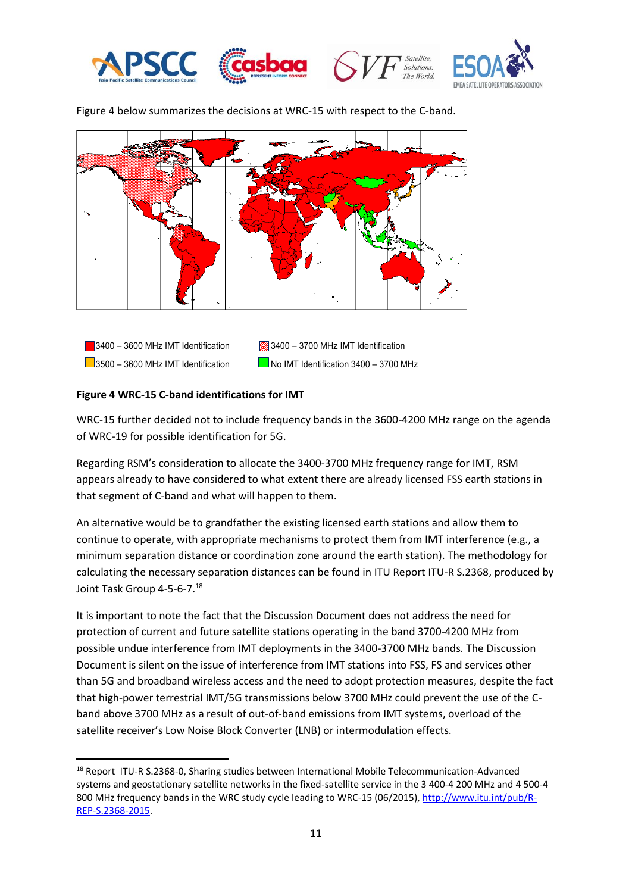Figure 4 below summarizes the decisions at WRC-15 with respect to the C-band.

3400 – 3600 MHz IMT Identification
3400 – 3700 MHz IMT Identification
3500 – 3600 MHz IMT Identification
No IMT Identification 3400 – 3700 MHz

**Figure 4 WRC-15 C-band identifications for IMT**

WRC-15 further decided not to include frequency bands in the 3600-4200 MHz range on the agenda of WRC-19 for possible identification for 5G.

Regarding RSM's consideration to allocate the 3400-3700 MHz frequency range for IMT, RSM appears already to have considered to what extent there are already licensed FSS earth stations in that segment of C-band and what will happen to them.

An alternative would be to grandfather the existing licensed earth stations and allow them to continue to operate, with appropriate mechanisms to protect them from IMT interference (e.g., a minimum separation distance or coordination zone around the earth station). The methodology for calculating the necessary separation distances can be found in ITU Report ITU-R S.2368, produced by Joint Task Group 4-5-6-7.[18]

It is important to note the fact that the Discussion Document does not address the need for protection of current and future satellite stations operating in the band 3700-4200 MHz from possible undue interference from IMT deployments in the 3400-3700 MHz bands. The Discussion Document is silent on the issue of interference from IMT stations into FSS, FS and services other than 5G and broadband wireless access and the need to adopt protection measures, despite the fact that high-power terrestrial IMT/5G transmissions below 3700 MHz could prevent the use of the C-band above 3700 MHz as a result of out-of-band emissions from IMT systems, overload of the satellite receiver's Low Noise Block Converter (LNB) or intermodulation effects.

---

[18] Report ITU-R S.2368-0, Sharing studies between International Mobile Telecommunication-Advanced systems and geostationary satellite networks in the fixed-satellite service in the 3 400-4 200 MHz and 4 500-4 800 MHz frequency bands in the WRC study cycle leading to WRC-15 (06/2015), http://www.itu.int/pub/R-REP-S.2368-2015.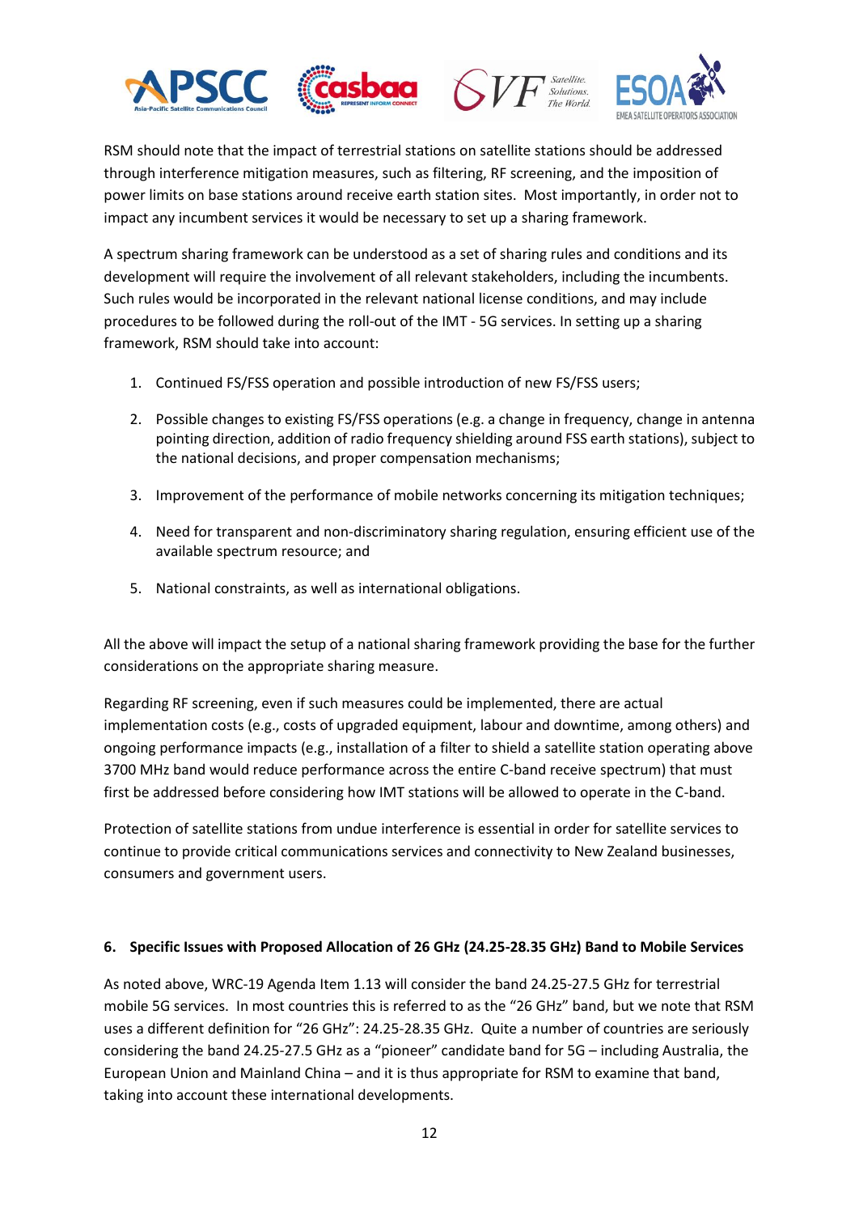RSM should note that the impact of terrestrial stations on satellite stations should be addressed through interference mitigation measures, such as filtering, RF screening, and the imposition of power limits on base stations around receive earth station sites.  Most importantly, in order not to impact any incumbent services it would be necessary to set up a sharing framework.

A spectrum sharing framework can be understood as a set of sharing rules and conditions and its development will require the involvement of all relevant stakeholders, including the incumbents. Such rules would be incorporated in the relevant national license conditions, and may include procedures to be followed during the roll-out of the IMT - 5G services. In setting up a sharing framework, RSM should take into account:

1. Continued FS/FSS operation and possible introduction of new FS/FSS users;
2. Possible changes to existing FS/FSS operations (e.g. a change in frequency, change in antenna pointing direction, addition of radio frequency shielding around FSS earth stations), subject to the national decisions, and proper compensation mechanisms;
3. Improvement of the performance of mobile networks concerning its mitigation techniques;
4. Need for transparent and non-discriminatory sharing regulation, ensuring efficient use of the available spectrum resource; and
5. National constraints, as well as international obligations.

All the above will impact the setup of a national sharing framework providing the base for the further considerations on the appropriate sharing measure.

Regarding RF screening, even if such measures could be implemented, there are actual implementation costs (e.g., costs of upgraded equipment, labour and downtime, among others) and ongoing performance impacts (e.g., installation of a filter to shield a satellite station operating above 3700 MHz band would reduce performance across the entire C-band receive spectrum) that must first be addressed before considering how IMT stations will be allowed to operate in the C-band.

Protection of satellite stations from undue interference is essential in order for satellite services to continue to provide critical communications services and connectivity to New Zealand businesses, consumers and government users.

## 6. Specific Issues with Proposed Allocation of 26 GHz (24.25-28.35 GHz) Band to Mobile Services

As noted above, WRC-19 Agenda Item 1.13 will consider the band 24.25-27.5 GHz for terrestrial mobile 5G services.  In most countries this is referred to as the "26 GHz" band, but we note that RSM uses a different definition for "26 GHz": 24.25-28.35 GHz.  Quite a number of countries are seriously considering the band 24.25-27.5 GHz as a "pioneer" candidate band for 5G – including Australia, the European Union and Mainland China – and it is thus appropriate for RSM to examine that band, taking into account these international developments.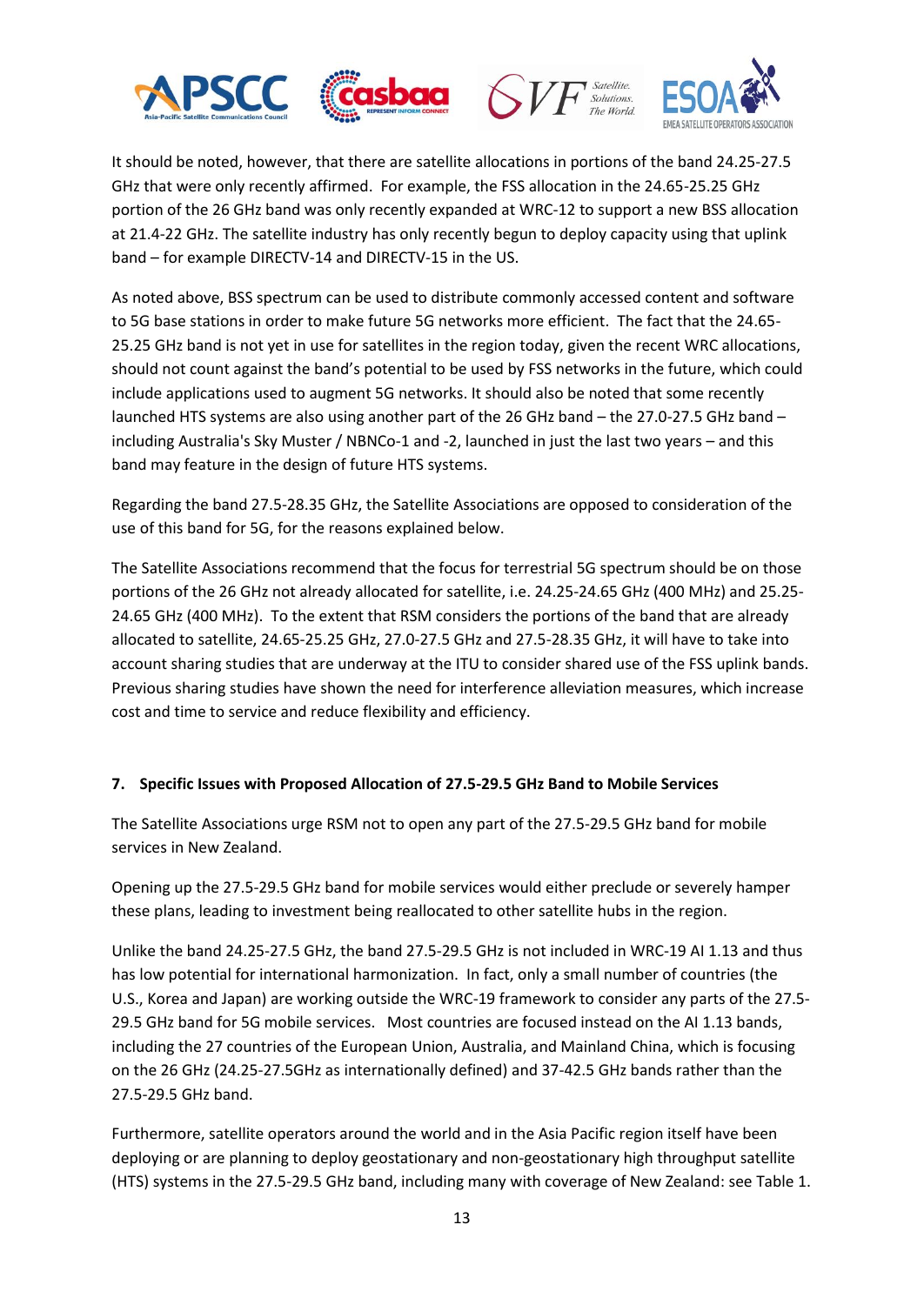It should be noted, however, that there are satellite allocations in portions of the band 24.25-27.5 GHz that were only recently affirmed. For example, the FSS allocation in the 24.65-25.25 GHz portion of the 26 GHz band was only recently expanded at WRC-12 to support a new BSS allocation at 21.4-22 GHz. The satellite industry has only recently begun to deploy capacity using that uplink band – for example DIRECTV-14 and DIRECTV-15 in the US.

As noted above, BSS spectrum can be used to distribute commonly accessed content and software to 5G base stations in order to make future 5G networks more efficient. The fact that the 24.65-25.25 GHz band is not yet in use for satellites in the region today, given the recent WRC allocations, should not count against the band's potential to be used by FSS networks in the future, which could include applications used to augment 5G networks. It should also be noted that some recently launched HTS systems are also using another part of the 26 GHz band – the 27.0-27.5 GHz band – including Australia's Sky Muster / NBNCo-1 and -2, launched in just the last two years – and this band may feature in the design of future HTS systems.

Regarding the band 27.5-28.35 GHz, the Satellite Associations are opposed to consideration of the use of this band for 5G, for the reasons explained below.

The Satellite Associations recommend that the focus for terrestrial 5G spectrum should be on those portions of the 26 GHz not already allocated for satellite, i.e. 24.25-24.65 GHz (400 MHz) and 25.25-24.65 GHz (400 MHz). To the extent that RSM considers the portions of the band that are already allocated to satellite, 24.65-25.25 GHz, 27.0-27.5 GHz and 27.5-28.35 GHz, it will have to take into account sharing studies that are underway at the ITU to consider shared use of the FSS uplink bands. Previous sharing studies have shown the need for interference alleviation measures, which increase cost and time to service and reduce flexibility and efficiency.

## 7. Specific Issues with Proposed Allocation of 27.5-29.5 GHz Band to Mobile Services

The Satellite Associations urge RSM not to open any part of the 27.5-29.5 GHz band for mobile services in New Zealand.

Opening up the 27.5-29.5 GHz band for mobile services would either preclude or severely hamper these plans, leading to investment being reallocated to other satellite hubs in the region.

Unlike the band 24.25-27.5 GHz, the band 27.5-29.5 GHz is not included in WRC-19 AI 1.13 and thus has low potential for international harmonization. In fact, only a small number of countries (the U.S., Korea and Japan) are working outside the WRC-19 framework to consider any parts of the 27.5-29.5 GHz band for 5G mobile services. Most countries are focused instead on the AI 1.13 bands, including the 27 countries of the European Union, Australia, and Mainland China, which is focusing on the 26 GHz (24.25-27.5GHz as internationally defined) and 37-42.5 GHz bands rather than the 27.5-29.5 GHz band.

Furthermore, satellite operators around the world and in the Asia Pacific region itself have been deploying or are planning to deploy geostationary and non-geostationary high throughput satellite (HTS) systems in the 27.5-29.5 GHz band, including many with coverage of New Zealand: see Table 1.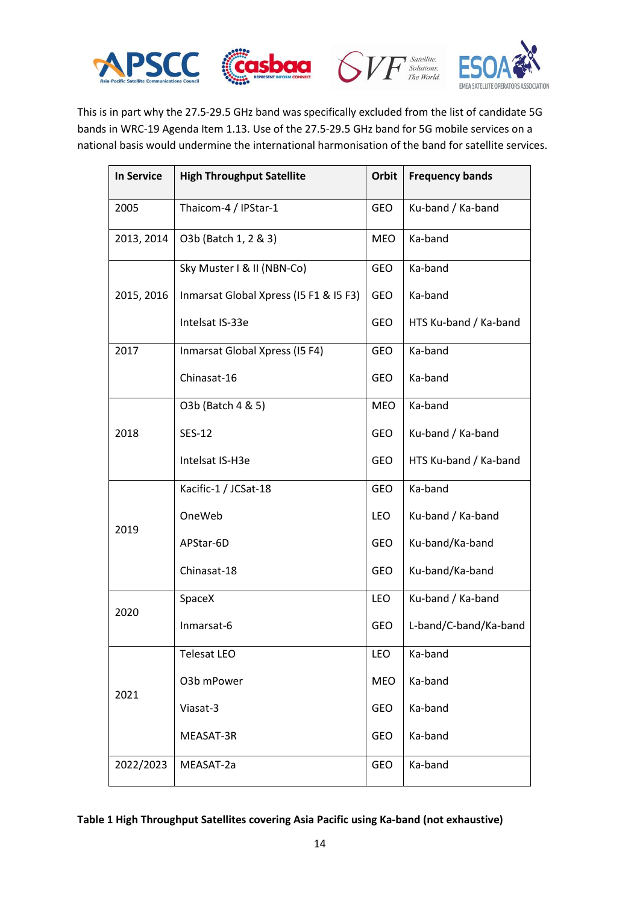This is in part why the 27.5-29.5 GHz band was specifically excluded from the list of candidate 5G bands in WRC-19 Agenda Item 1.13. Use of the 27.5-29.5 GHz band for 5G mobile services on a national basis would undermine the international harmonisation of the band for satellite services.

| In Service | High Throughput Satellite | Orbit | Frequency bands |
|---|---|---|---|
| 2005 | Thaicom-4 / IPStar-1 | GEO | Ku-band / Ka-band |
| 2013, 2014 | O3b (Batch 1, 2 & 3) | MEO | Ka-band |
| 2015, 2016 | Sky Muster I & II (NBN-Co) | GEO | Ka-band |
| | Inmarsat Global Xpress (I5 F1 & I5 F3) | GEO | Ka-band |
| | Intelsat IS-33e | GEO | HTS Ku-band / Ka-band |
| 2017 | Inmarsat Global Xpress (I5 F4) | GEO | Ka-band |
| | Chinasat-16 | GEO | Ka-band |
| 2018 | O3b (Batch 4 & 5) | MEO | Ka-band |
| | SES-12 | GEO | Ku-band / Ka-band |
| | Intelsat IS-H3e | GEO | HTS Ku-band / Ka-band |
| 2019 | Kacific-1 / JCSat-18 | GEO | Ka-band |
| | OneWeb | LEO | Ku-band / Ka-band |
| | APStar-6D | GEO | Ku-band/Ka-band |
| | Chinasat-18 | GEO | Ku-band/Ka-band |
| 2020 | SpaceX | LEO | Ku-band / Ka-band |
| | Inmarsat-6 | GEO | L-band/C-band/Ka-band |
| 2021 | Telesat LEO | LEO | Ka-band |
| | O3b mPower | MEO | Ka-band |
| | Viasat-3 | GEO | Ka-band |
| | MEASAT-3R | GEO | Ka-band |
| 2022/2023 | MEASAT-2a | GEO | Ka-band |

**Table 1 High Throughput Satellites covering Asia Pacific using Ka-band (not exhaustive)**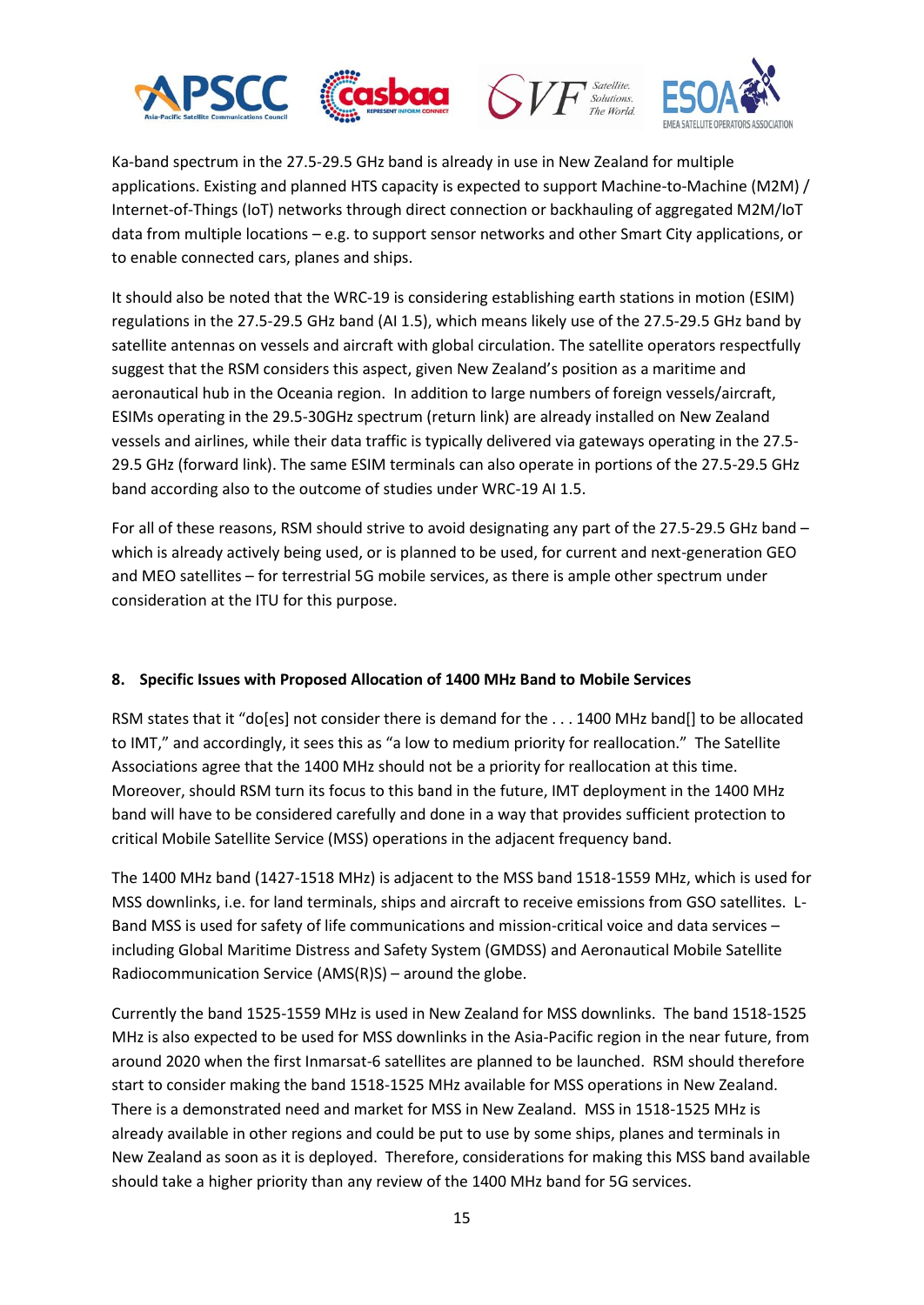Ka-band spectrum in the 27.5-29.5 GHz band is already in use in New Zealand for multiple applications. Existing and planned HTS capacity is expected to support Machine-to-Machine (M2M) / Internet-of-Things (IoT) networks through direct connection or backhauling of aggregated M2M/IoT data from multiple locations – e.g. to support sensor networks and other Smart City applications, or to enable connected cars, planes and ships.

It should also be noted that the WRC-19 is considering establishing earth stations in motion (ESIM) regulations in the 27.5-29.5 GHz band (AI 1.5), which means likely use of the 27.5-29.5 GHz band by satellite antennas on vessels and aircraft with global circulation. The satellite operators respectfully suggest that the RSM considers this aspect, given New Zealand's position as a maritime and aeronautical hub in the Oceania region. In addition to large numbers of foreign vessels/aircraft, ESIMs operating in the 29.5-30GHz spectrum (return link) are already installed on New Zealand vessels and airlines, while their data traffic is typically delivered via gateways operating in the 27.5-29.5 GHz (forward link). The same ESIM terminals can also operate in portions of the 27.5-29.5 GHz band according also to the outcome of studies under WRC-19 AI 1.5.

For all of these reasons, RSM should strive to avoid designating any part of the 27.5-29.5 GHz band – which is already actively being used, or is planned to be used, for current and next-generation GEO and MEO satellites – for terrestrial 5G mobile services, as there is ample other spectrum under consideration at the ITU for this purpose.

## 8. Specific Issues with Proposed Allocation of 1400 MHz Band to Mobile Services

RSM states that it "do[es] not consider there is demand for the . . . 1400 MHz band[] to be allocated to IMT," and accordingly, it sees this as "a low to medium priority for reallocation." The Satellite Associations agree that the 1400 MHz should not be a priority for reallocation at this time. Moreover, should RSM turn its focus to this band in the future, IMT deployment in the 1400 MHz band will have to be considered carefully and done in a way that provides sufficient protection to critical Mobile Satellite Service (MSS) operations in the adjacent frequency band.

The 1400 MHz band (1427-1518 MHz) is adjacent to the MSS band 1518-1559 MHz, which is used for MSS downlinks, i.e. for land terminals, ships and aircraft to receive emissions from GSO satellites. L-Band MSS is used for safety of life communications and mission-critical voice and data services – including Global Maritime Distress and Safety System (GMDSS) and Aeronautical Mobile Satellite Radiocommunication Service (AMS(R)S) – around the globe.

Currently the band 1525-1559 MHz is used in New Zealand for MSS downlinks. The band 1518-1525 MHz is also expected to be used for MSS downlinks in the Asia-Pacific region in the near future, from around 2020 when the first Inmarsat-6 satellites are planned to be launched. RSM should therefore start to consider making the band 1518-1525 MHz available for MSS operations in New Zealand. There is a demonstrated need and market for MSS in New Zealand. MSS in 1518-1525 MHz is already available in other regions and could be put to use by some ships, planes and terminals in New Zealand as soon as it is deployed. Therefore, considerations for making this MSS band available should take a higher priority than any review of the 1400 MHz band for 5G services.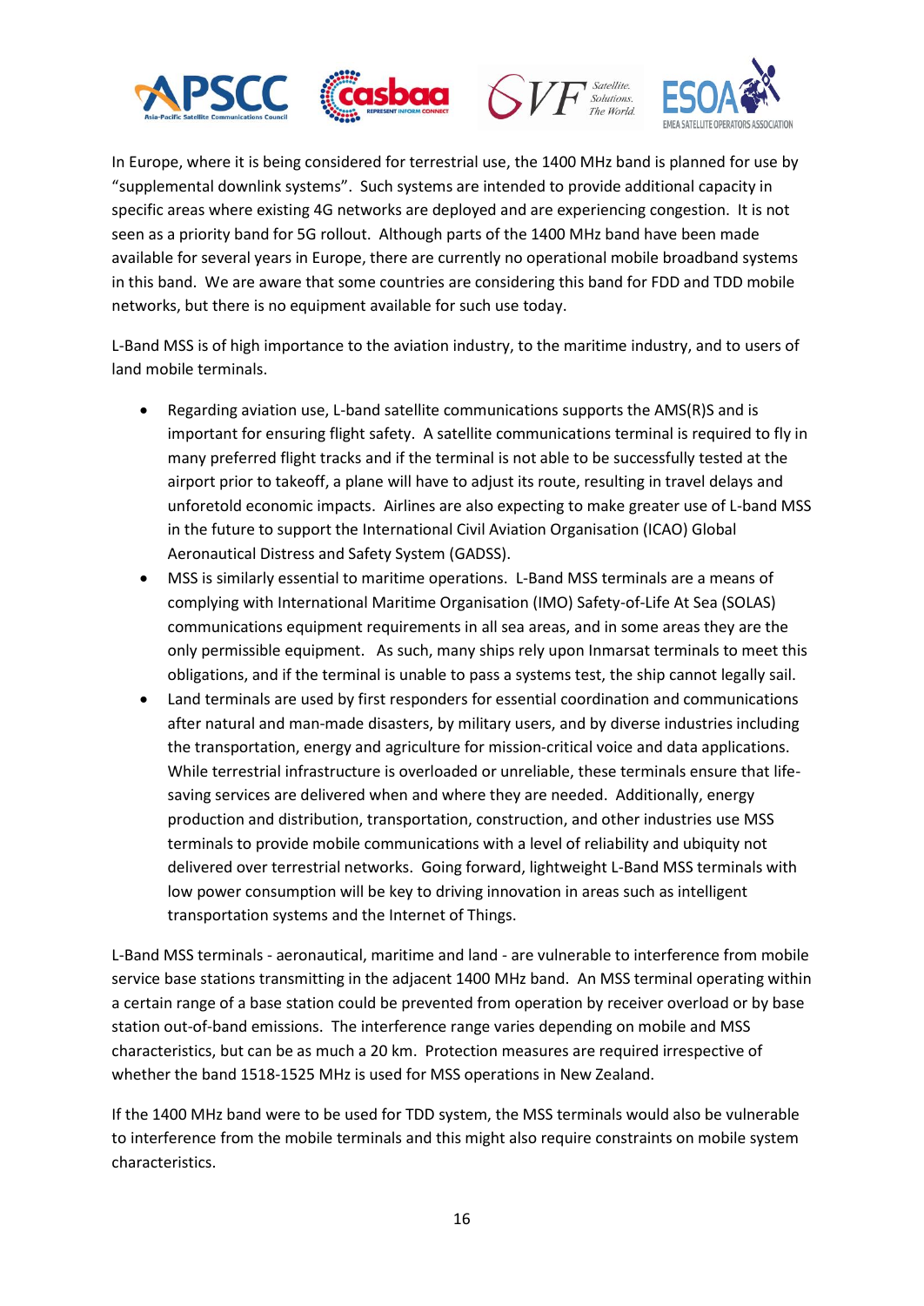In Europe, where it is being considered for terrestrial use, the 1400 MHz band is planned for use by "supplemental downlink systems". Such systems are intended to provide additional capacity in specific areas where existing 4G networks are deployed and are experiencing congestion. It is not seen as a priority band for 5G rollout. Although parts of the 1400 MHz band have been made available for several years in Europe, there are currently no operational mobile broadband systems in this band. We are aware that some countries are considering this band for FDD and TDD mobile networks, but there is no equipment available for such use today.

L-Band MSS is of high importance to the aviation industry, to the maritime industry, and to users of land mobile terminals.

- Regarding aviation use, L-band satellite communications supports the AMS(R)S and is important for ensuring flight safety. A satellite communications terminal is required to fly in many preferred flight tracks and if the terminal is not able to be successfully tested at the airport prior to takeoff, a plane will have to adjust its route, resulting in travel delays and unforetold economic impacts. Airlines are also expecting to make greater use of L-band MSS in the future to support the International Civil Aviation Organisation (ICAO) Global Aeronautical Distress and Safety System (GADSS).
- MSS is similarly essential to maritime operations. L-Band MSS terminals are a means of complying with International Maritime Organisation (IMO) Safety-of-Life At Sea (SOLAS) communications equipment requirements in all sea areas, and in some areas they are the only permissible equipment. As such, many ships rely upon Inmarsat terminals to meet this obligations, and if the terminal is unable to pass a systems test, the ship cannot legally sail.
- Land terminals are used by first responders for essential coordination and communications after natural and man-made disasters, by military users, and by diverse industries including the transportation, energy and agriculture for mission-critical voice and data applications. While terrestrial infrastructure is overloaded or unreliable, these terminals ensure that life-saving services are delivered when and where they are needed. Additionally, energy production and distribution, transportation, construction, and other industries use MSS terminals to provide mobile communications with a level of reliability and ubiquity not delivered over terrestrial networks. Going forward, lightweight L-Band MSS terminals with low power consumption will be key to driving innovation in areas such as intelligent transportation systems and the Internet of Things.

L-Band MSS terminals - aeronautical, maritime and land - are vulnerable to interference from mobile service base stations transmitting in the adjacent 1400 MHz band. An MSS terminal operating within a certain range of a base station could be prevented from operation by receiver overload or by base station out-of-band emissions. The interference range varies depending on mobile and MSS characteristics, but can be as much a 20 km. Protection measures are required irrespective of whether the band 1518-1525 MHz is used for MSS operations in New Zealand.

If the 1400 MHz band were to be used for TDD system, the MSS terminals would also be vulnerable to interference from the mobile terminals and this might also require constraints on mobile system characteristics.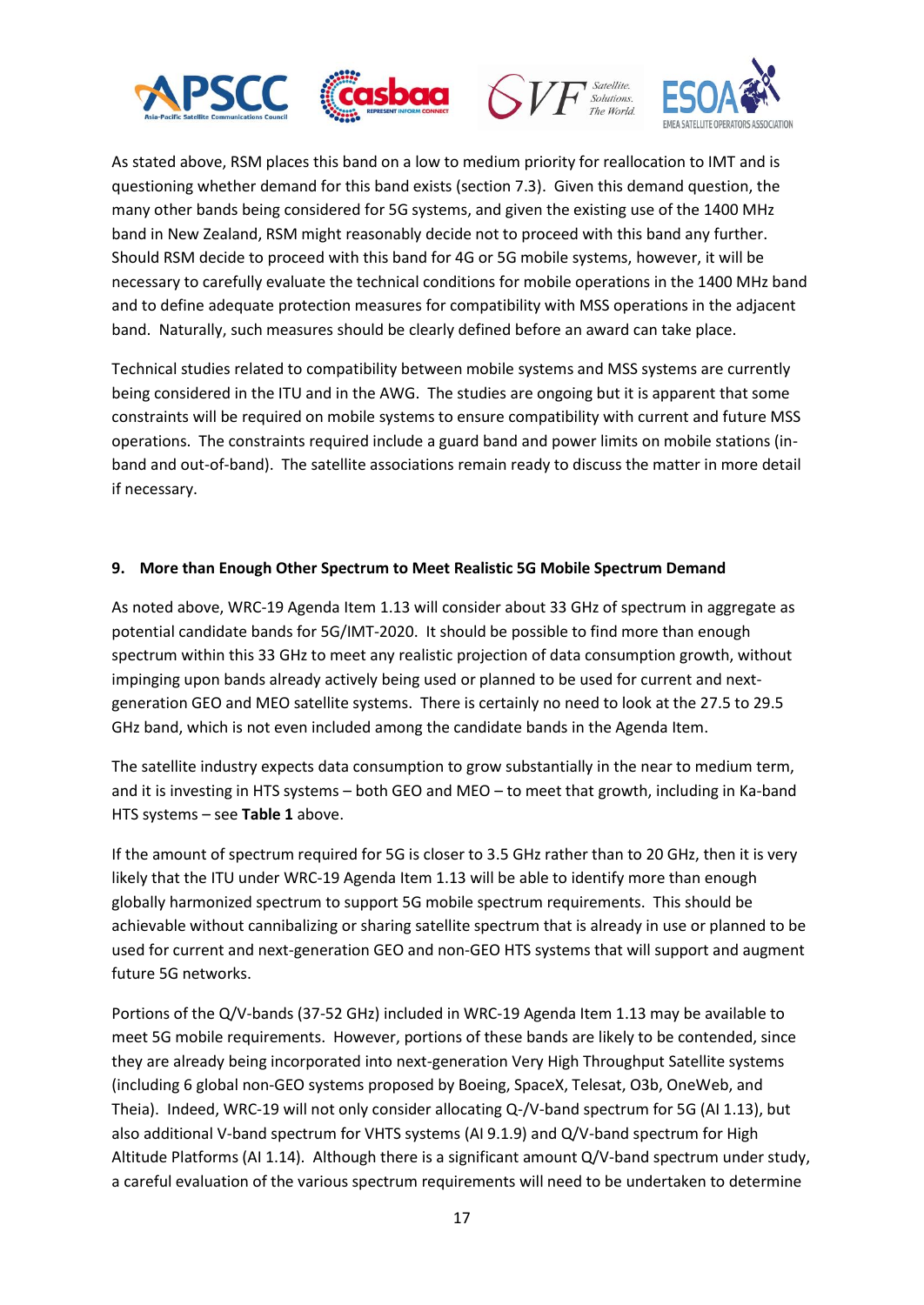As stated above, RSM places this band on a low to medium priority for reallocation to IMT and is questioning whether demand for this band exists (section 7.3). Given this demand question, the many other bands being considered for 5G systems, and given the existing use of the 1400 MHz band in New Zealand, RSM might reasonably decide not to proceed with this band any further. Should RSM decide to proceed with this band for 4G or 5G mobile systems, however, it will be necessary to carefully evaluate the technical conditions for mobile operations in the 1400 MHz band and to define adequate protection measures for compatibility with MSS operations in the adjacent band. Naturally, such measures should be clearly defined before an award can take place.

Technical studies related to compatibility between mobile systems and MSS systems are currently being considered in the ITU and in the AWG. The studies are ongoing but it is apparent that some constraints will be required on mobile systems to ensure compatibility with current and future MSS operations. The constraints required include a guard band and power limits on mobile stations (in-band and out-of-band). The satellite associations remain ready to discuss the matter in more detail if necessary.

## 9. More than Enough Other Spectrum to Meet Realistic 5G Mobile Spectrum Demand

As noted above, WRC-19 Agenda Item 1.13 will consider about 33 GHz of spectrum in aggregate as potential candidate bands for 5G/IMT-2020. It should be possible to find more than enough spectrum within this 33 GHz to meet any realistic projection of data consumption growth, without impinging upon bands already actively being used or planned to be used for current and next-generation GEO and MEO satellite systems. There is certainly no need to look at the 27.5 to 29.5 GHz band, which is not even included among the candidate bands in the Agenda Item.

The satellite industry expects data consumption to grow substantially in the near to medium term, and it is investing in HTS systems – both GEO and MEO – to meet that growth, including in Ka-band HTS systems – see **Table 1** above.

If the amount of spectrum required for 5G is closer to 3.5 GHz rather than to 20 GHz, then it is very likely that the ITU under WRC-19 Agenda Item 1.13 will be able to identify more than enough globally harmonized spectrum to support 5G mobile spectrum requirements. This should be achievable without cannibalizing or sharing satellite spectrum that is already in use or planned to be used for current and next-generation GEO and non-GEO HTS systems that will support and augment future 5G networks.

Portions of the Q/V-bands (37-52 GHz) included in WRC-19 Agenda Item 1.13 may be available to meet 5G mobile requirements. However, portions of these bands are likely to be contended, since they are already being incorporated into next-generation Very High Throughput Satellite systems (including 6 global non-GEO systems proposed by Boeing, SpaceX, Telesat, O3b, OneWeb, and Theia). Indeed, WRC-19 will not only consider allocating Q-/V-band spectrum for 5G (AI 1.13), but also additional V-band spectrum for VHTS systems (AI 9.1.9) and Q/V-band spectrum for High Altitude Platforms (AI 1.14). Although there is a significant amount Q/V-band spectrum under study, a careful evaluation of the various spectrum requirements will need to be undertaken to determine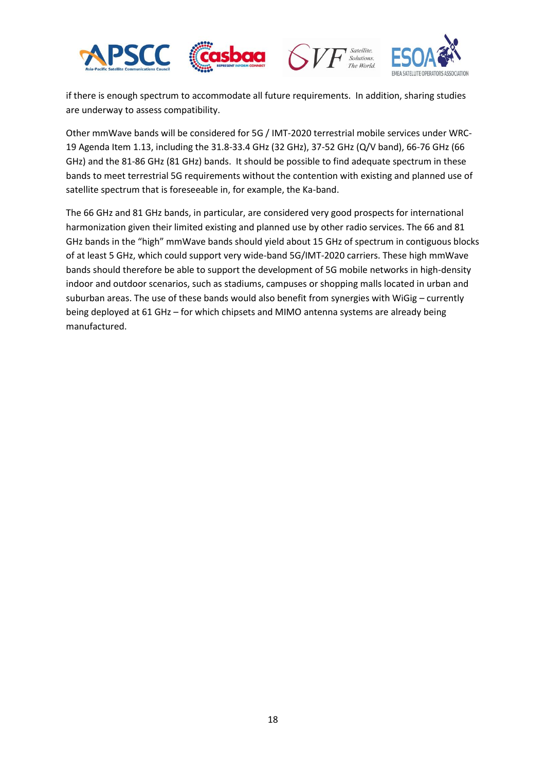if there is enough spectrum to accommodate all future requirements. In addition, sharing studies are underway to assess compatibility.

Other mmWave bands will be considered for 5G / IMT-2020 terrestrial mobile services under WRC-19 Agenda Item 1.13, including the 31.8-33.4 GHz (32 GHz), 37-52 GHz (Q/V band), 66-76 GHz (66 GHz) and the 81-86 GHz (81 GHz) bands. It should be possible to find adequate spectrum in these bands to meet terrestrial 5G requirements without the contention with existing and planned use of satellite spectrum that is foreseeable in, for example, the Ka-band.

The 66 GHz and 81 GHz bands, in particular, are considered very good prospects for international harmonization given their limited existing and planned use by other radio services. The 66 and 81 GHz bands in the "high" mmWave bands should yield about 15 GHz of spectrum in contiguous blocks of at least 5 GHz, which could support very wide-band 5G/IMT-2020 carriers. These high mmWave bands should therefore be able to support the development of 5G mobile networks in high-density indoor and outdoor scenarios, such as stadiums, campuses or shopping malls located in urban and suburban areas. The use of these bands would also benefit from synergies with WiGig – currently being deployed at 61 GHz – for which chipsets and MIMO antenna systems are already being manufactured.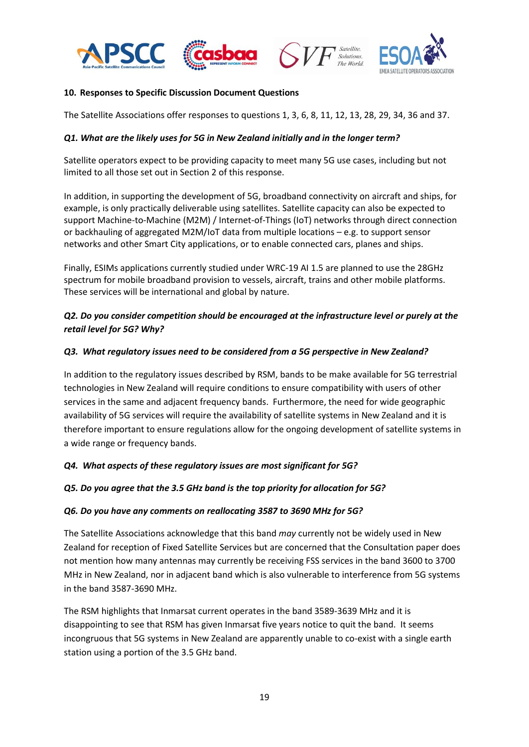### 10. Responses to Specific Discussion Document Questions

The Satellite Associations offer responses to questions 1, 3, 6, 8, 11, 12, 13, 28, 29, 34, 36 and 37.

***Q1. What are the likely uses for 5G in New Zealand initially and in the longer term?***

Satellite operators expect to be providing capacity to meet many 5G use cases, including but not limited to all those set out in Section 2 of this response.

In addition, in supporting the development of 5G, broadband connectivity on aircraft and ships, for example, is only practically deliverable using satellites. Satellite capacity can also be expected to support Machine-to-Machine (M2M) / Internet-of-Things (IoT) networks through direct connection or backhauling of aggregated M2M/IoT data from multiple locations – e.g. to support sensor networks and other Smart City applications, or to enable connected cars, planes and ships.

Finally, ESIMs applications currently studied under WRC-19 AI 1.5 are planned to use the 28GHz spectrum for mobile broadband provision to vessels, aircraft, trains and other mobile platforms. These services will be international and global by nature.

***Q2. Do you consider competition should be encouraged at the infrastructure level or purely at the retail level for 5G? Why?***

***Q3. What regulatory issues need to be considered from a 5G perspective in New Zealand?***

In addition to the regulatory issues described by RSM, bands to be make available for 5G terrestrial technologies in New Zealand will require conditions to ensure compatibility with users of other services in the same and adjacent frequency bands. Furthermore, the need for wide geographic availability of 5G services will require the availability of satellite systems in New Zealand and it is therefore important to ensure regulations allow for the ongoing development of satellite systems in a wide range or frequency bands.

***Q4. What aspects of these regulatory issues are most significant for 5G?***

***Q5. Do you agree that the 3.5 GHz band is the top priority for allocation for 5G?***

***Q6. Do you have any comments on reallocating 3587 to 3690 MHz for 5G?***

The Satellite Associations acknowledge that this band *may* currently not be widely used in New Zealand for reception of Fixed Satellite Services but are concerned that the Consultation paper does not mention how many antennas may currently be receiving FSS services in the band 3600 to 3700 MHz in New Zealand, nor in adjacent band which is also vulnerable to interference from 5G systems in the band 3587-3690 MHz.

The RSM highlights that Inmarsat current operates in the band 3589-3639 MHz and it is disappointing to see that RSM has given Inmarsat five years notice to quit the band. It seems incongruous that 5G systems in New Zealand are apparently unable to co-exist with a single earth station using a portion of the 3.5 GHz band.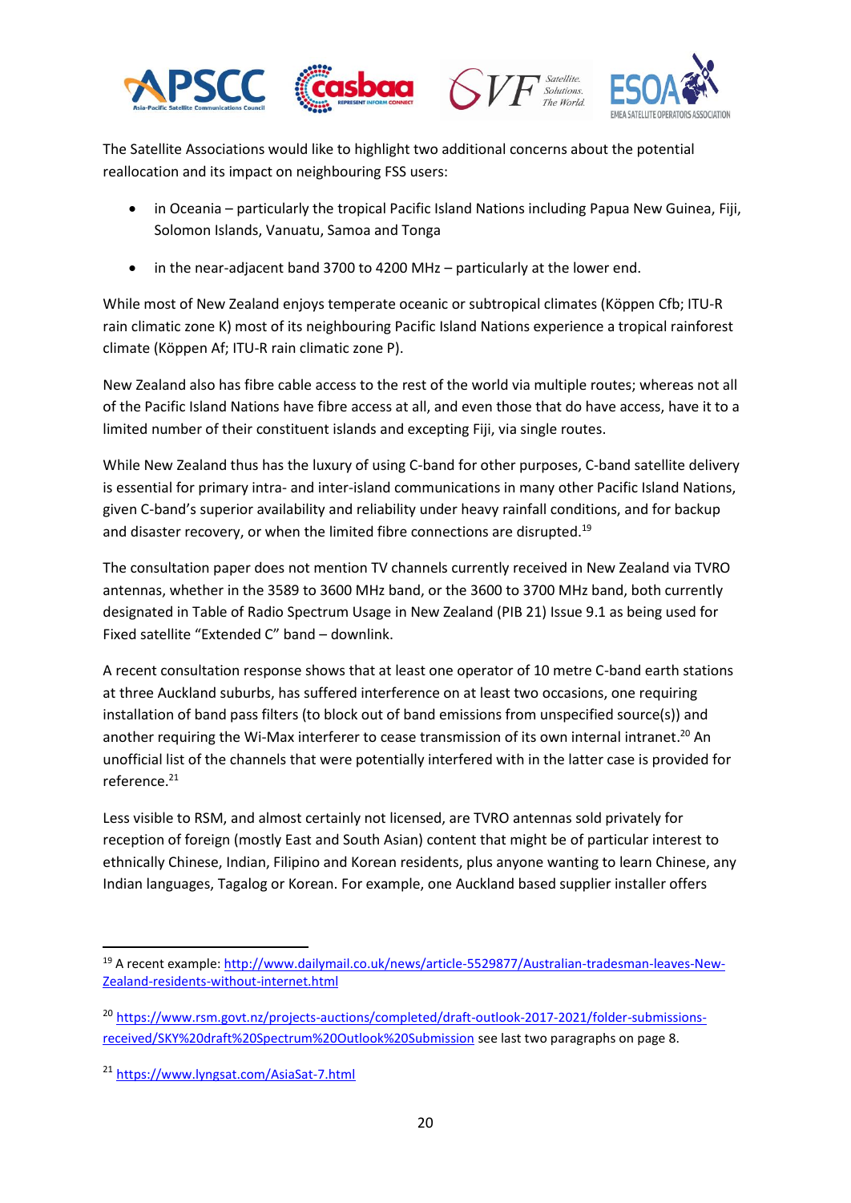The Satellite Associations would like to highlight two additional concerns about the potential reallocation and its impact on neighbouring FSS users:

- in Oceania – particularly the tropical Pacific Island Nations including Papua New Guinea, Fiji, Solomon Islands, Vanuatu, Samoa and Tonga
- in the near-adjacent band 3700 to 4200 MHz – particularly at the lower end.

While most of New Zealand enjoys temperate oceanic or subtropical climates (Köppen Cfb; ITU-R rain climatic zone K) most of its neighbouring Pacific Island Nations experience a tropical rainforest climate (Köppen Af; ITU-R rain climatic zone P).

New Zealand also has fibre cable access to the rest of the world via multiple routes; whereas not all of the Pacific Island Nations have fibre access at all, and even those that do have access, have it to a limited number of their constituent islands and excepting Fiji, via single routes.

While New Zealand thus has the luxury of using C-band for other purposes, C-band satellite delivery is essential for primary intra- and inter-island communications in many other Pacific Island Nations, given C-band's superior availability and reliability under heavy rainfall conditions, and for backup and disaster recovery, or when the limited fibre connections are disrupted.[19]

The consultation paper does not mention TV channels currently received in New Zealand via TVRO antennas, whether in the 3589 to 3600 MHz band, or the 3600 to 3700 MHz band, both currently designated in Table of Radio Spectrum Usage in New Zealand (PIB 21) Issue 9.1 as being used for Fixed satellite "Extended C" band – downlink.

A recent consultation response shows that at least one operator of 10 metre C-band earth stations at three Auckland suburbs, has suffered interference on at least two occasions, one requiring installation of band pass filters (to block out of band emissions from unspecified source(s)) and another requiring the Wi-Max interferer to cease transmission of its own internal intranet.[20] An unofficial list of the channels that were potentially interfered with in the latter case is provided for reference.[21]

Less visible to RSM, and almost certainly not licensed, are TVRO antennas sold privately for reception of foreign (mostly East and South Asian) content that might be of particular interest to ethnically Chinese, Indian, Filipino and Korean residents, plus anyone wanting to learn Chinese, any Indian languages, Tagalog or Korean. For example, one Auckland based supplier installer offers

---

[19] A recent example: http://www.dailymail.co.uk/news/article-5529877/Australian-tradesman-leaves-New-Zealand-residents-without-internet.html

[20] https://www.rsm.govt.nz/projects-auctions/completed/draft-outlook-2017-2021/folder-submissions-received/SKY%20draft%20Spectrum%20Outlook%20Submission see last two paragraphs on page 8.

[21] https://www.lyngsat.com/AsiaSat-7.html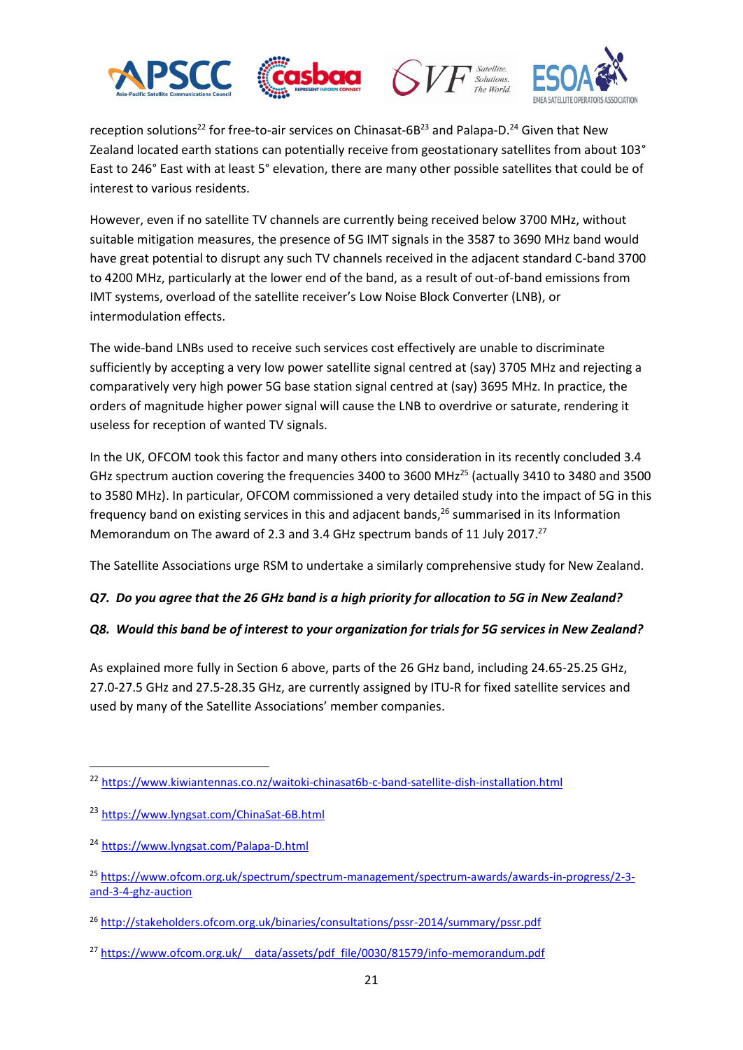reception solutions[22] for free-to-air services on Chinasat-6B[23] and Palapa-D.[24] Given that New Zealand located earth stations can potentially receive from geostationary satellites from about 103° East to 246° East with at least 5° elevation, there are many other possible satellites that could be of interest to various residents.

However, even if no satellite TV channels are currently being received below 3700 MHz, without suitable mitigation measures, the presence of 5G IMT signals in the 3587 to 3690 MHz band would have great potential to disrupt any such TV channels received in the adjacent standard C-band 3700 to 4200 MHz, particularly at the lower end of the band, as a result of out-of-band emissions from IMT systems, overload of the satellite receiver's Low Noise Block Converter (LNB), or intermodulation effects.

The wide-band LNBs used to receive such services cost effectively are unable to discriminate sufficiently by accepting a very low power satellite signal centred at (say) 3705 MHz and rejecting a comparatively very high power 5G base station signal centred at (say) 3695 MHz. In practice, the orders of magnitude higher power signal will cause the LNB to overdrive or saturate, rendering it useless for reception of wanted TV signals.

In the UK, OFCOM took this factor and many others into consideration in its recently concluded 3.4 GHz spectrum auction covering the frequencies 3400 to 3600 MHz[25] (actually 3410 to 3480 and 3500 to 3580 MHz). In particular, OFCOM commissioned a very detailed study into the impact of 5G in this frequency band on existing services in this and adjacent bands,[26] summarised in its Information Memorandum on The award of 2.3 and 3.4 GHz spectrum bands of 11 July 2017.[27]

The Satellite Associations urge RSM to undertake a similarly comprehensive study for New Zealand.

***Q7. Do you agree that the 26 GHz band is a high priority for allocation to 5G in New Zealand?***

***Q8. Would this band be of interest to your organization for trials for 5G services in New Zealand?***

As explained more fully in Section 6 above, parts of the 26 GHz band, including 24.65-25.25 GHz, 27.0-27.5 GHz and 27.5-28.35 GHz, are currently assigned by ITU-R for fixed satellite services and used by many of the Satellite Associations' member companies.

---

[22] https://www.kiwiantennas.co.nz/waitoki-chinasat6b-c-band-satellite-dish-installation.html

[23] https://www.lyngsat.com/ChinaSat-6B.html

[24] https://www.lyngsat.com/Palapa-D.html

[25] https://www.ofcom.org.uk/spectrum/spectrum-management/spectrum-awards/awards-in-progress/2-3-and-3-4-ghz-auction

[26] http://stakeholders.ofcom.org.uk/binaries/consultations/pssr-2014/summary/pssr.pdf

[27] https://www.ofcom.org.uk/__data/assets/pdf_file/0030/81579/info-memorandum.pdf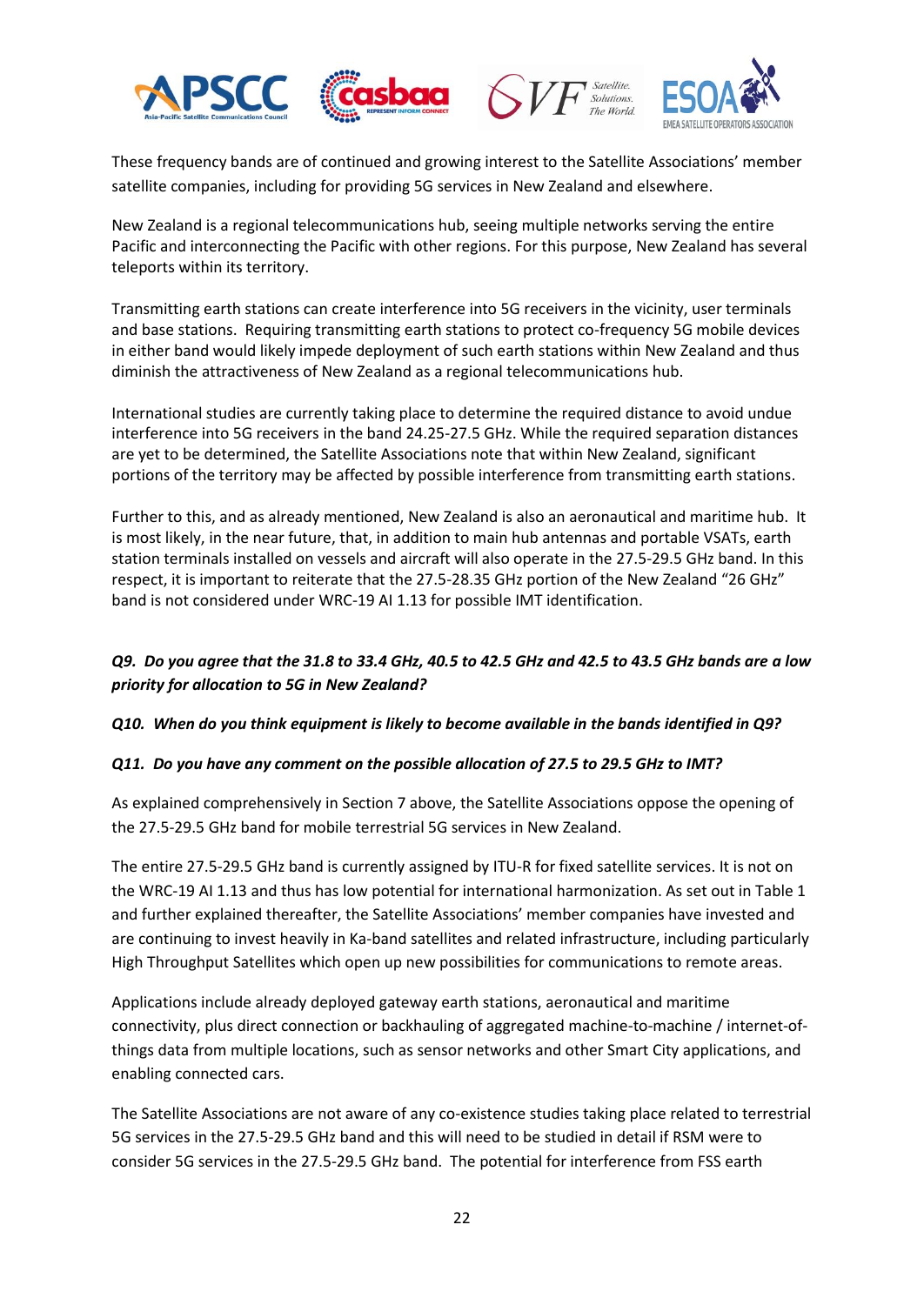These frequency bands are of continued and growing interest to the Satellite Associations' member satellite companies, including for providing 5G services in New Zealand and elsewhere.

New Zealand is a regional telecommunications hub, seeing multiple networks serving the entire Pacific and interconnecting the Pacific with other regions. For this purpose, New Zealand has several teleports within its territory.

Transmitting earth stations can create interference into 5G receivers in the vicinity, user terminals and base stations. Requiring transmitting earth stations to protect co-frequency 5G mobile devices in either band would likely impede deployment of such earth stations within New Zealand and thus diminish the attractiveness of New Zealand as a regional telecommunications hub.

International studies are currently taking place to determine the required distance to avoid undue interference into 5G receivers in the band 24.25-27.5 GHz. While the required separation distances are yet to be determined, the Satellite Associations note that within New Zealand, significant portions of the territory may be affected by possible interference from transmitting earth stations.

Further to this, and as already mentioned, New Zealand is also an aeronautical and maritime hub. It is most likely, in the near future, that, in addition to main hub antennas and portable VSATs, earth station terminals installed on vessels and aircraft will also operate in the 27.5-29.5 GHz band. In this respect, it is important to reiterate that the 27.5-28.35 GHz portion of the New Zealand "26 GHz" band is not considered under WRC-19 AI 1.13 for possible IMT identification.

***Q9. Do you agree that the 31.8 to 33.4 GHz, 40.5 to 42.5 GHz and 42.5 to 43.5 GHz bands are a low priority for allocation to 5G in New Zealand?***

***Q10. When do you think equipment is likely to become available in the bands identified in Q9?***

***Q11. Do you have any comment on the possible allocation of 27.5 to 29.5 GHz to IMT?***

As explained comprehensively in Section 7 above, the Satellite Associations oppose the opening of the 27.5-29.5 GHz band for mobile terrestrial 5G services in New Zealand.

The entire 27.5-29.5 GHz band is currently assigned by ITU-R for fixed satellite services. It is not on the WRC-19 AI 1.13 and thus has low potential for international harmonization. As set out in Table 1 and further explained thereafter, the Satellite Associations' member companies have invested and are continuing to invest heavily in Ka-band satellites and related infrastructure, including particularly High Throughput Satellites which open up new possibilities for communications to remote areas.

Applications include already deployed gateway earth stations, aeronautical and maritime connectivity, plus direct connection or backhauling of aggregated machine-to-machine / internet-of-things data from multiple locations, such as sensor networks and other Smart City applications, and enabling connected cars.

The Satellite Associations are not aware of any co-existence studies taking place related to terrestrial 5G services in the 27.5-29.5 GHz band and this will need to be studied in detail if RSM were to consider 5G services in the 27.5-29.5 GHz band. The potential for interference from FSS earth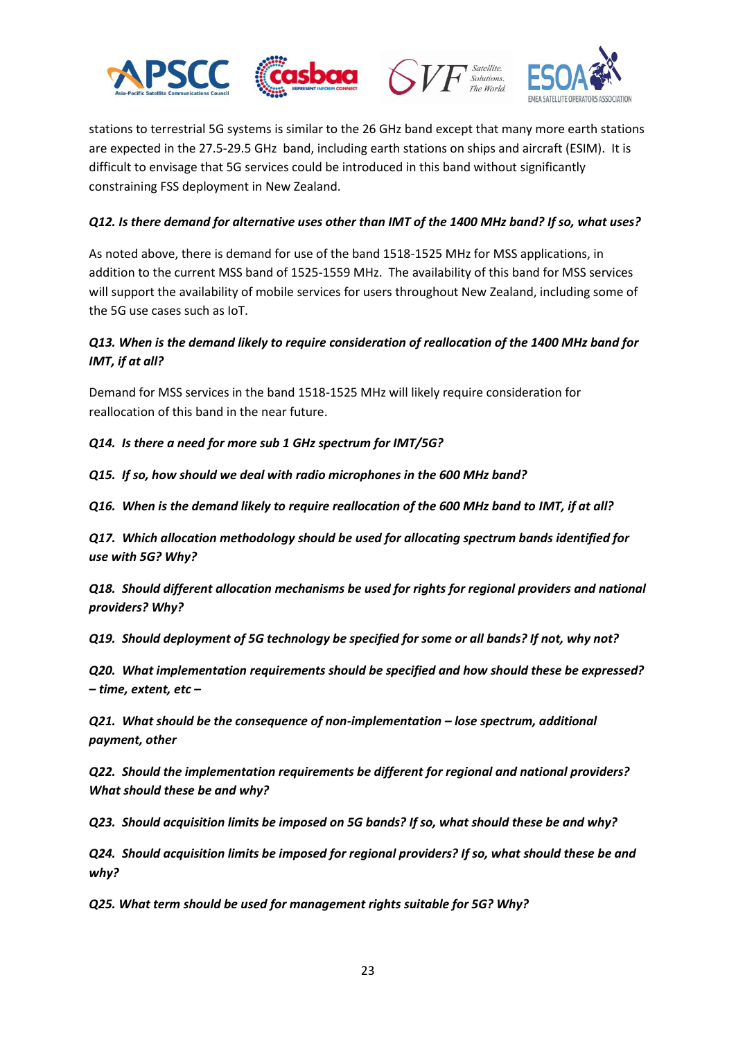stations to terrestrial 5G systems is similar to the 26 GHz band except that many more earth stations are expected in the 27.5-29.5 GHz  band, including earth stations on ships and aircraft (ESIM).  It is difficult to envisage that 5G services could be introduced in this band without significantly constraining FSS deployment in New Zealand.

***Q12. Is there demand for alternative uses other than IMT of the 1400 MHz band? If so, what uses?***

As noted above, there is demand for use of the band 1518-1525 MHz for MSS applications, in addition to the current MSS band of 1525-1559 MHz.  The availability of this band for MSS services will support the availability of mobile services for users throughout New Zealand, including some of the 5G use cases such as IoT.

***Q13. When is the demand likely to require consideration of reallocation of the 1400 MHz band for IMT, if at all?***

Demand for MSS services in the band 1518-1525 MHz will likely require consideration for reallocation of this band in the near future.

***Q14.  Is there a need for more sub 1 GHz spectrum for IMT/5G?***

***Q15.  If so, how should we deal with radio microphones in the 600 MHz band?***

***Q16.  When is the demand likely to require reallocation of the 600 MHz band to IMT, if at all?***

***Q17.  Which allocation methodology should be used for allocating spectrum bands identified for use with 5G? Why?***

***Q18.  Should different allocation mechanisms be used for rights for regional providers and national providers? Why?***

***Q19.  Should deployment of 5G technology be specified for some or all bands? If not, why not?***

***Q20.  What implementation requirements should be specified and how should these be expressed? – time, extent, etc –***

***Q21.  What should be the consequence of non-implementation – lose spectrum, additional payment, other***

***Q22.  Should the implementation requirements be different for regional and national providers? What should these be and why?***

***Q23.  Should acquisition limits be imposed on 5G bands? If so, what should these be and why?***

***Q24.  Should acquisition limits be imposed for regional providers? If so, what should these be and why?***

***Q25. What term should be used for management rights suitable for 5G? Why?***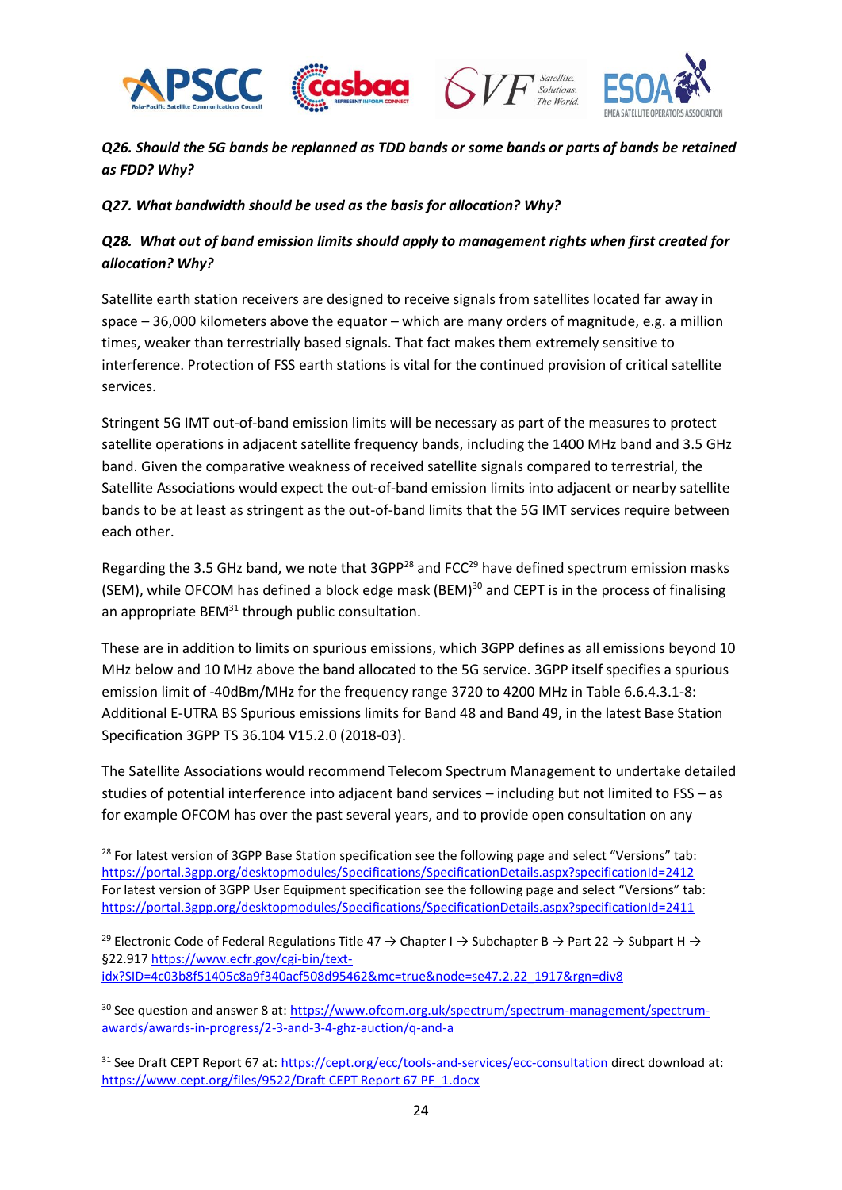***Q26. Should the 5G bands be replanned as TDD bands or some bands or parts of bands be retained as FDD? Why?***

***Q27. What bandwidth should be used as the basis for allocation? Why?***

***Q28. What out of band emission limits should apply to management rights when first created for allocation? Why?***

Satellite earth station receivers are designed to receive signals from satellites located far away in space – 36,000 kilometers above the equator – which are many orders of magnitude, e.g. a million times, weaker than terrestrially based signals. That fact makes them extremely sensitive to interference. Protection of FSS earth stations is vital for the continued provision of critical satellite services.

Stringent 5G IMT out-of-band emission limits will be necessary as part of the measures to protect satellite operations in adjacent satellite frequency bands, including the 1400 MHz band and 3.5 GHz band. Given the comparative weakness of received satellite signals compared to terrestrial, the Satellite Associations would expect the out-of-band emission limits into adjacent or nearby satellite bands to be at least as stringent as the out-of-band limits that the 5G IMT services require between each other.

Regarding the 3.5 GHz band, we note that 3GPP[28] and FCC[29] have defined spectrum emission masks (SEM), while OFCOM has defined a block edge mask (BEM)[30] and CEPT is in the process of finalising an appropriate BEM[31] through public consultation.

These are in addition to limits on spurious emissions, which 3GPP defines as all emissions beyond 10 MHz below and 10 MHz above the band allocated to the 5G service. 3GPP itself specifies a spurious emission limit of -40dBm/MHz for the frequency range 3720 to 4200 MHz in Table 6.6.4.3.1-8: Additional E-UTRA BS Spurious emissions limits for Band 48 and Band 49, in the latest Base Station Specification 3GPP TS 36.104 V15.2.0 (2018-03).

The Satellite Associations would recommend Telecom Spectrum Management to undertake detailed studies of potential interference into adjacent band services – including but not limited to FSS – as for example OFCOM has over the past several years, and to provide open consultation on any

---

[28] For latest version of 3GPP Base Station specification see the following page and select "Versions" tab: https://portal.3gpp.org/desktopmodules/Specifications/SpecificationDetails.aspx?specificationId=2412
For latest version of 3GPP User Equipment specification see the following page and select "Versions" tab: https://portal.3gpp.org/desktopmodules/Specifications/SpecificationDetails.aspx?specificationId=2411

[29] Electronic Code of Federal Regulations Title 47 → Chapter I → Subchapter B → Part 22 → Subpart H → §22.917 https://www.ecfr.gov/cgi-bin/text-idx?SID=4c03b8f51405c8a9f340acf508d95462&mc=true&node=se47.2.22_1917&rgn=div8

[30] See question and answer 8 at: https://www.ofcom.org.uk/spectrum/spectrum-management/spectrum-awards/awards-in-progress/2-3-and-3-4-ghz-auction/q-and-a

[31] See Draft CEPT Report 67 at: https://cept.org/ecc/tools-and-services/ecc-consultation direct download at: https://www.cept.org/files/9522/Draft CEPT Report 67 PF_1.docx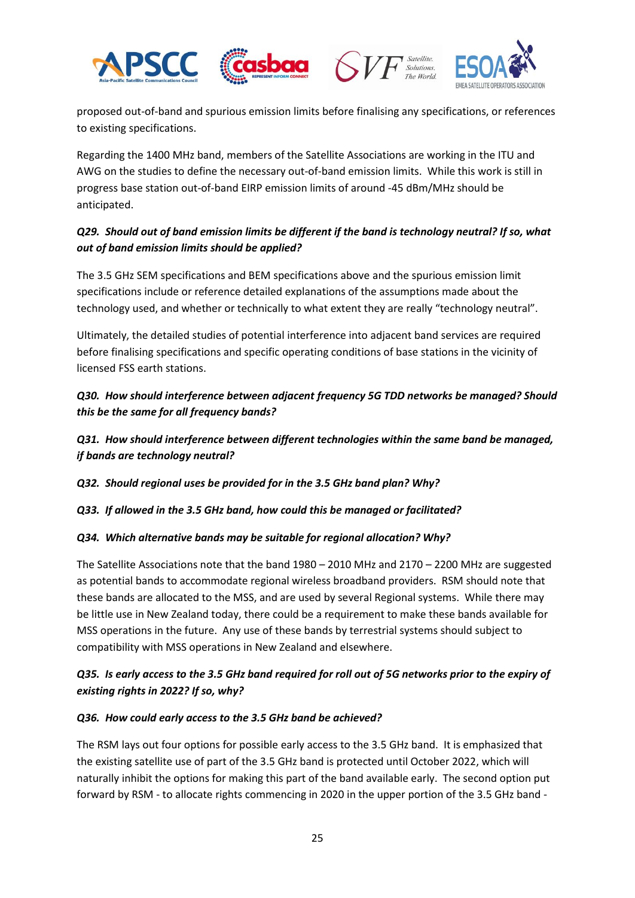proposed out-of-band and spurious emission limits before finalising any specifications, or references to existing specifications.

Regarding the 1400 MHz band, members of the Satellite Associations are working in the ITU and AWG on the studies to define the necessary out-of-band emission limits. While this work is still in progress base station out-of-band EIRP emission limits of around -45 dBm/MHz should be anticipated.

***Q29. Should out of band emission limits be different if the band is technology neutral? If so, what out of band emission limits should be applied?***

The 3.5 GHz SEM specifications and BEM specifications above and the spurious emission limit specifications include or reference detailed explanations of the assumptions made about the technology used, and whether or technically to what extent they are really "technology neutral".

Ultimately, the detailed studies of potential interference into adjacent band services are required before finalising specifications and specific operating conditions of base stations in the vicinity of licensed FSS earth stations.

***Q30. How should interference between adjacent frequency 5G TDD networks be managed? Should this be the same for all frequency bands?***

***Q31. How should interference between different technologies within the same band be managed, if bands are technology neutral?***

***Q32. Should regional uses be provided for in the 3.5 GHz band plan? Why?***

***Q33. If allowed in the 3.5 GHz band, how could this be managed or facilitated?***

***Q34. Which alternative bands may be suitable for regional allocation? Why?***

The Satellite Associations note that the band 1980 – 2010 MHz and 2170 – 2200 MHz are suggested as potential bands to accommodate regional wireless broadband providers. RSM should note that these bands are allocated to the MSS, and are used by several Regional systems. While there may be little use in New Zealand today, there could be a requirement to make these bands available for MSS operations in the future. Any use of these bands by terrestrial systems should subject to compatibility with MSS operations in New Zealand and elsewhere.

***Q35. Is early access to the 3.5 GHz band required for roll out of 5G networks prior to the expiry of existing rights in 2022? If so, why?***

***Q36. How could early access to the 3.5 GHz band be achieved?***

The RSM lays out four options for possible early access to the 3.5 GHz band. It is emphasized that the existing satellite use of part of the 3.5 GHz band is protected until October 2022, which will naturally inhibit the options for making this part of the band available early. The second option put forward by RSM - to allocate rights commencing in 2020 in the upper portion of the 3.5 GHz band -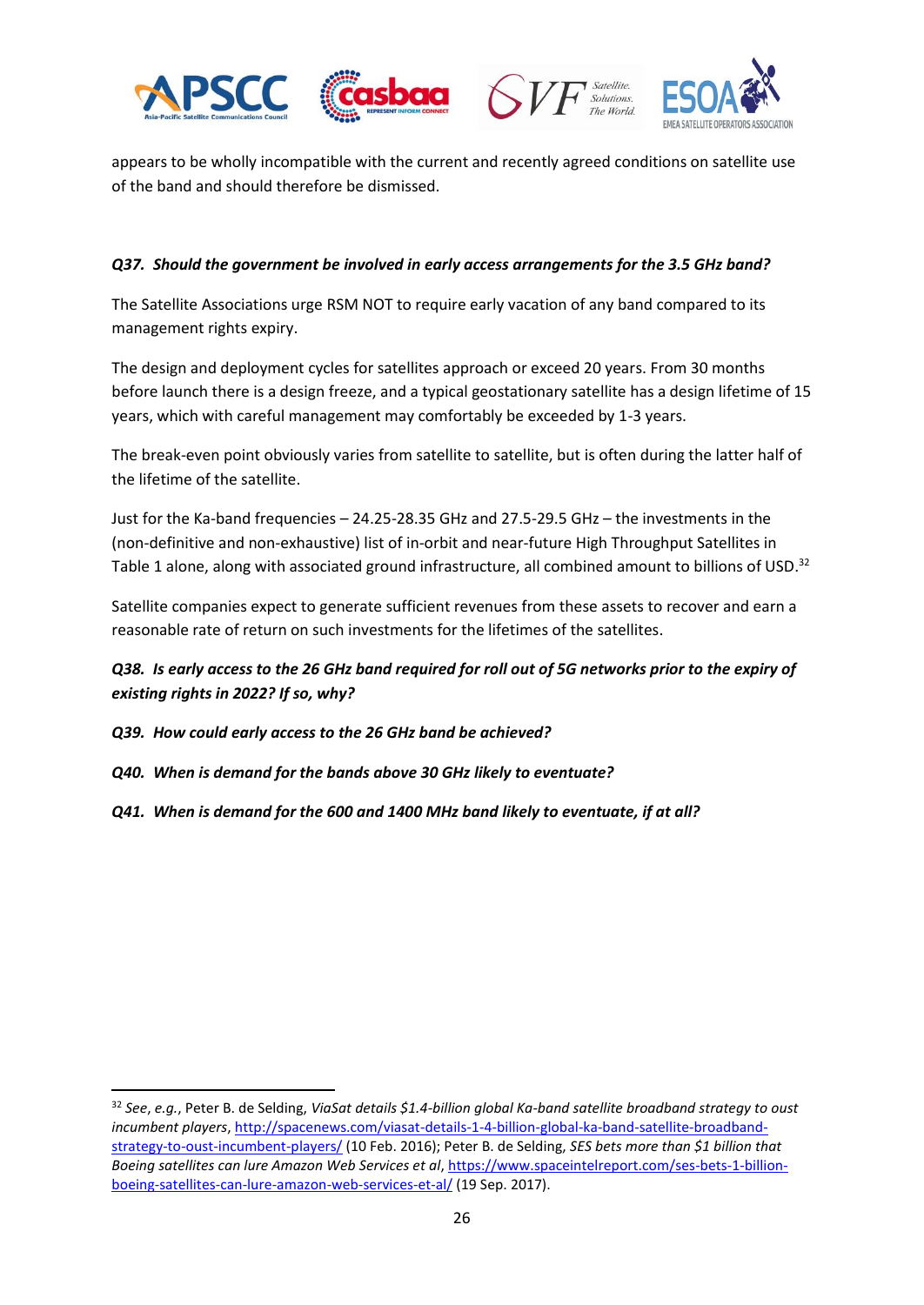appears to be wholly incompatible with the current and recently agreed conditions on satellite use of the band and should therefore be dismissed.

***Q37. Should the government be involved in early access arrangements for the 3.5 GHz band?***

The Satellite Associations urge RSM NOT to require early vacation of any band compared to its management rights expiry.

The design and deployment cycles for satellites approach or exceed 20 years. From 30 months before launch there is a design freeze, and a typical geostationary satellite has a design lifetime of 15 years, which with careful management may comfortably be exceeded by 1-3 years.

The break-even point obviously varies from satellite to satellite, but is often during the latter half of the lifetime of the satellite.

Just for the Ka-band frequencies – 24.25-28.35 GHz and 27.5-29.5 GHz – the investments in the (non-definitive and non-exhaustive) list of in-orbit and near-future High Throughput Satellites in Table 1 alone, along with associated ground infrastructure, all combined amount to billions of USD.[32]

Satellite companies expect to generate sufficient revenues from these assets to recover and earn a reasonable rate of return on such investments for the lifetimes of the satellites.

***Q38. Is early access to the 26 GHz band required for roll out of 5G networks prior to the expiry of existing rights in 2022? If so, why?***

***Q39. How could early access to the 26 GHz band be achieved?***

***Q40. When is demand for the bands above 30 GHz likely to eventuate?***

***Q41. When is demand for the 600 and 1400 MHz band likely to eventuate, if at all?***

---

[32] *See*, *e.g.*, Peter B. de Selding, *ViaSat details $1.4-billion global Ka-band satellite broadband strategy to oust incumbent players*, http://spacenews.com/viasat-details-1-4-billion-global-ka-band-satellite-broadband-strategy-to-oust-incumbent-players/ (10 Feb. 2016); Peter B. de Selding, *SES bets more than $1 billion that Boeing satellites can lure Amazon Web Services et al*, https://www.spaceintelreport.com/ses-bets-1-billion-boeing-satellites-can-lure-amazon-web-services-et-al/ (19 Sep. 2017).